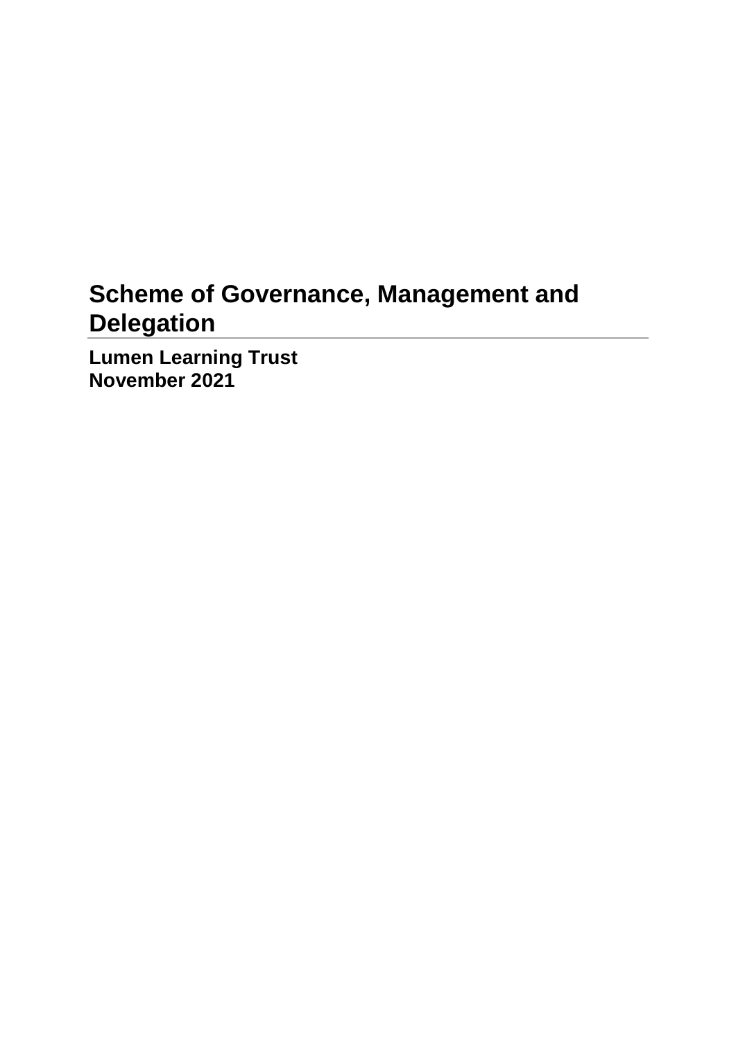# Scheme of Governance, Management and Delegation

**Lumen Learning Trust**
**November 2021**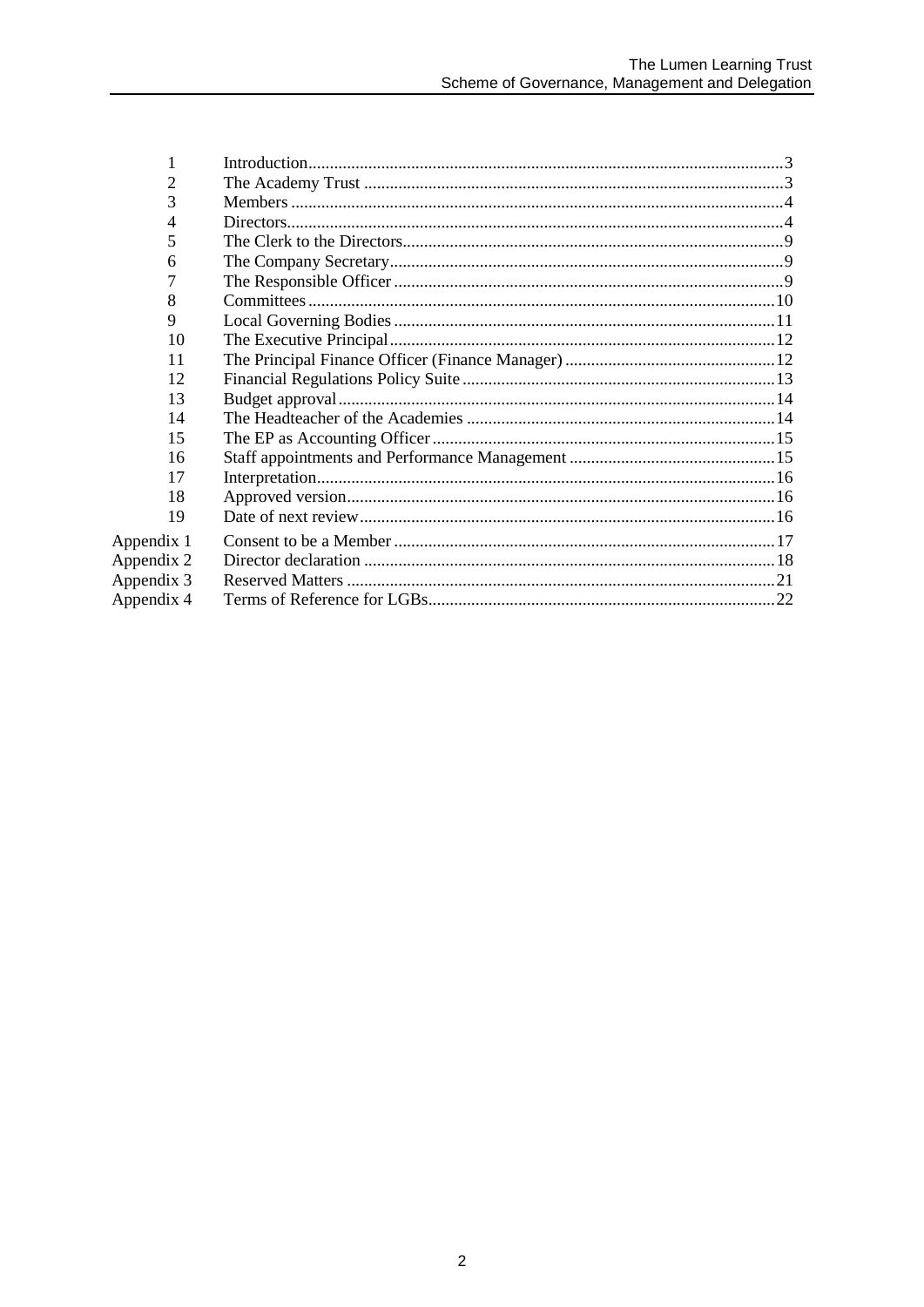| | | |
|---|---|---|
| 1 | Introduction | 3 |
| 2 | The Academy Trust | 3 |
| 3 | Members | 4 |
| 4 | Directors | 4 |
| 5 | The Clerk to the Directors | 9 |
| 6 | The Company Secretary | 9 |
| 7 | The Responsible Officer | 9 |
| 8 | Committees | 10 |
| 9 | Local Governing Bodies | 11 |
| 10 | The Executive Principal | 12 |
| 11 | The Principal Finance Officer (Finance Manager) | 12 |
| 12 | Financial Regulations Policy Suite | 13 |
| 13 | Budget approval | 14 |
| 14 | The Headteacher of the Academies | 14 |
| 15 | The EP as Accounting Officer | 15 |
| 16 | Staff appointments and Performance Management | 15 |
| 17 | Interpretation | 16 |
| 18 | Approved version | 16 |
| 19 | Date of next review | 16 |
| Appendix 1 | Consent to be a Member | 17 |
| Appendix 2 | Director declaration | 18 |
| Appendix 3 | Reserved Matters | 21 |
| Appendix 4 | Terms of Reference for LGBs | 22 |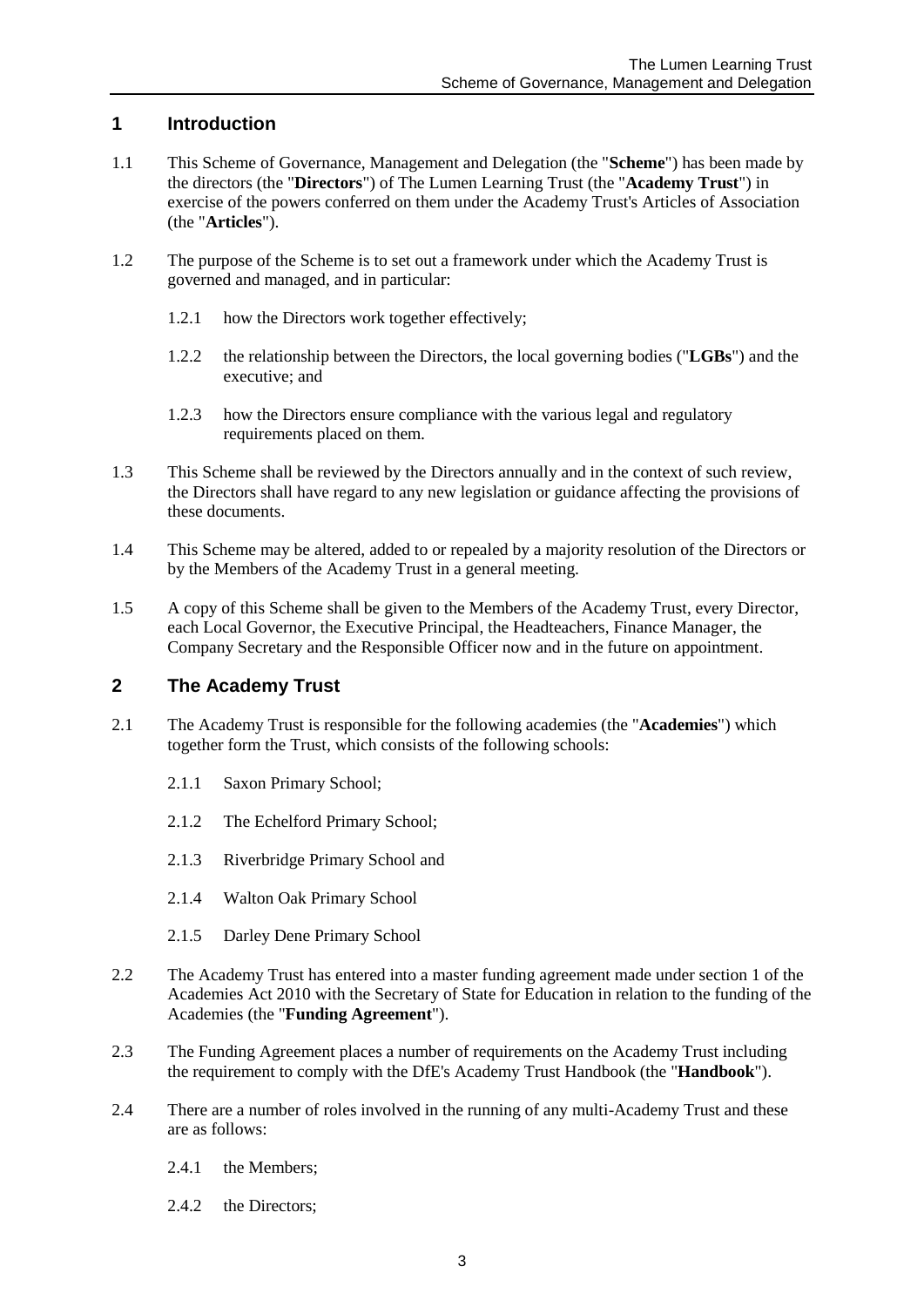## 1 Introduction

1.1 This Scheme of Governance, Management and Delegation (the "**Scheme**") has been made by the directors (the "**Directors**") of The Lumen Learning Trust (the "**Academy Trust**") in exercise of the powers conferred on them under the Academy Trust's Articles of Association (the "**Articles**").

1.2 The purpose of the Scheme is to set out a framework under which the Academy Trust is governed and managed, and in particular:

1.2.1 how the Directors work together effectively;

1.2.2 the relationship between the Directors, the local governing bodies ("**LGBs**") and the executive; and

1.2.3 how the Directors ensure compliance with the various legal and regulatory requirements placed on them.

1.3 This Scheme shall be reviewed by the Directors annually and in the context of such review, the Directors shall have regard to any new legislation or guidance affecting the provisions of these documents.

1.4 This Scheme may be altered, added to or repealed by a majority resolution of the Directors or by the Members of the Academy Trust in a general meeting.

1.5 A copy of this Scheme shall be given to the Members of the Academy Trust, every Director, each Local Governor, the Executive Principal, the Headteachers, Finance Manager, the Company Secretary and the Responsible Officer now and in the future on appointment.

## 2 The Academy Trust

2.1 The Academy Trust is responsible for the following academies (the "**Academies**") which together form the Trust, which consists of the following schools:

2.1.1 Saxon Primary School;

2.1.2 The Echelford Primary School;

2.1.3 Riverbridge Primary School and

2.1.4 Walton Oak Primary School

2.1.5 Darley Dene Primary School

2.2 The Academy Trust has entered into a master funding agreement made under section 1 of the Academies Act 2010 with the Secretary of State for Education in relation to the funding of the Academies (the "**Funding Agreement**").

2.3 The Funding Agreement places a number of requirements on the Academy Trust including the requirement to comply with the DfE's Academy Trust Handbook (the "**Handbook**").

2.4 There are a number of roles involved in the running of any multi-Academy Trust and these are as follows:

2.4.1 the Members;

2.4.2 the Directors;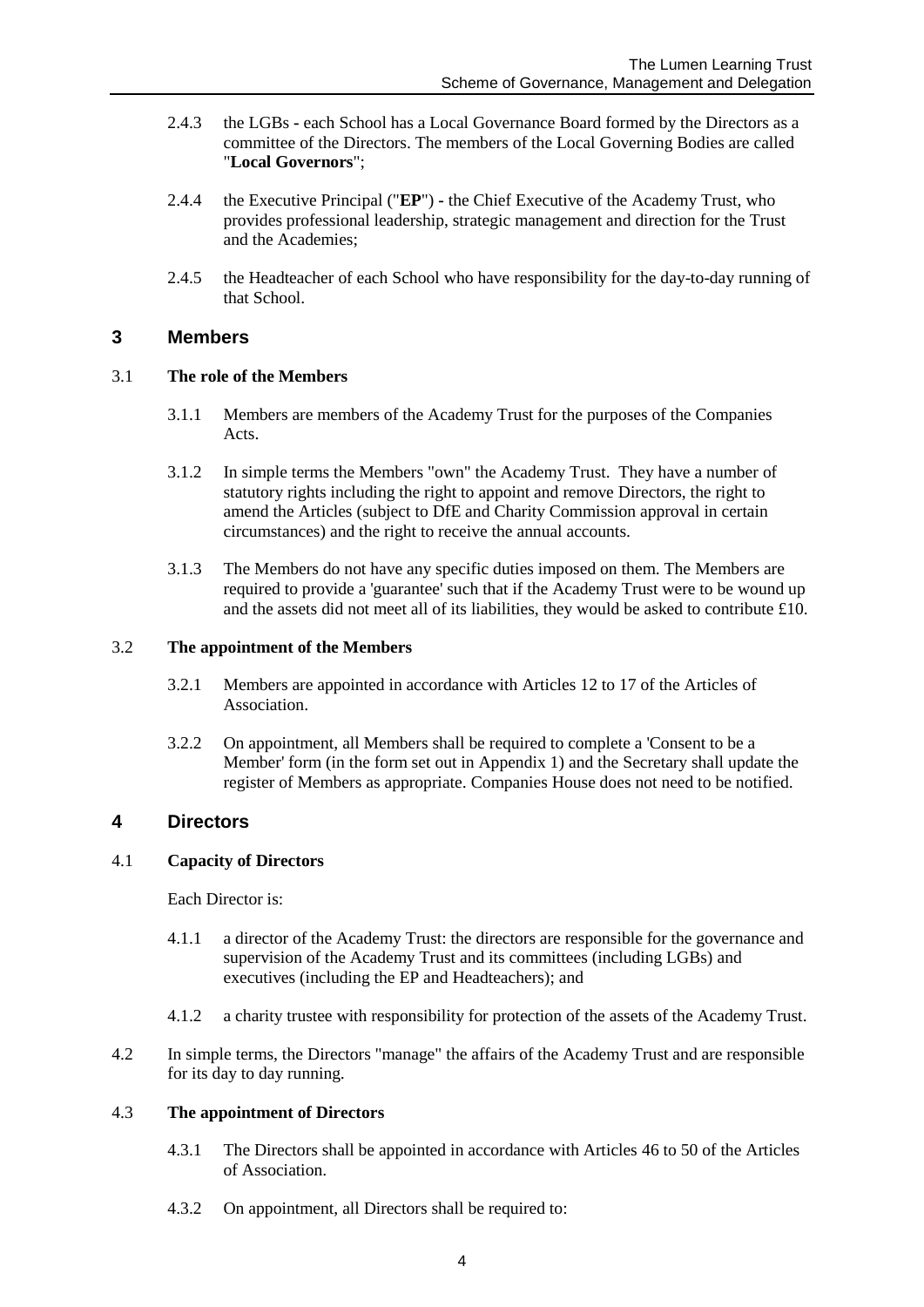2.4.3 the LGBs - each School has a Local Governance Board formed by the Directors as a committee of the Directors. The members of the Local Governing Bodies are called "**Local Governors**";

2.4.4 the Executive Principal ("**EP**") - the Chief Executive of the Academy Trust, who provides professional leadership, strategic management and direction for the Trust and the Academies;

2.4.5 the Headteacher of each School who have responsibility for the day-to-day running of that School.

## 3 Members

### 3.1 The role of the Members

3.1.1 Members are members of the Academy Trust for the purposes of the Companies Acts.

3.1.2 In simple terms the Members "own" the Academy Trust. They have a number of statutory rights including the right to appoint and remove Directors, the right to amend the Articles (subject to DfE and Charity Commission approval in certain circumstances) and the right to receive the annual accounts.

3.1.3 The Members do not have any specific duties imposed on them. The Members are required to provide a 'guarantee' such that if the Academy Trust were to be wound up and the assets did not meet all of its liabilities, they would be asked to contribute £10.

### 3.2 The appointment of the Members

3.2.1 Members are appointed in accordance with Articles 12 to 17 of the Articles of Association.

3.2.2 On appointment, all Members shall be required to complete a 'Consent to be a Member' form (in the form set out in Appendix 1) and the Secretary shall update the register of Members as appropriate. Companies House does not need to be notified.

## 4 Directors

### 4.1 Capacity of Directors

Each Director is:

4.1.1 a director of the Academy Trust: the directors are responsible for the governance and supervision of the Academy Trust and its committees (including LGBs) and executives (including the EP and Headteachers); and

4.1.2 a charity trustee with responsibility for protection of the assets of the Academy Trust.

4.2 In simple terms, the Directors "manage" the affairs of the Academy Trust and are responsible for its day to day running.

### 4.3 The appointment of Directors

4.3.1 The Directors shall be appointed in accordance with Articles 46 to 50 of the Articles of Association.

4.3.2 On appointment, all Directors shall be required to: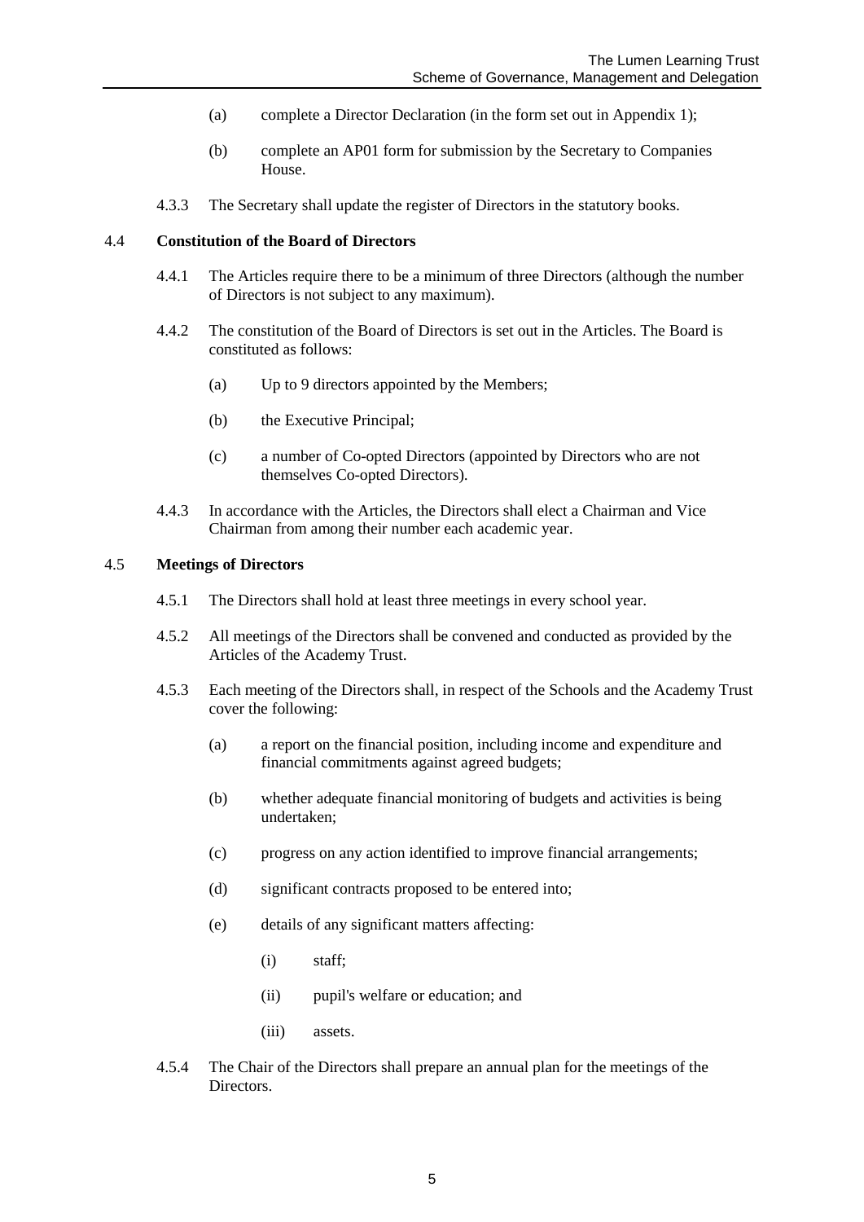(a) complete a Director Declaration (in the form set out in Appendix 1);

(b) complete an AP01 form for submission by the Secretary to Companies House.

4.3.3 The Secretary shall update the register of Directors in the statutory books.

## 4.4 Constitution of the Board of Directors

4.4.1 The Articles require there to be a minimum of three Directors (although the number of Directors is not subject to any maximum).

4.4.2 The constitution of the Board of Directors is set out in the Articles. The Board is constituted as follows:

(a) Up to 9 directors appointed by the Members;

(b) the Executive Principal;

(c) a number of Co-opted Directors (appointed by Directors who are not themselves Co-opted Directors).

4.4.3 In accordance with the Articles, the Directors shall elect a Chairman and Vice Chairman from among their number each academic year.

## 4.5 Meetings of Directors

4.5.1 The Directors shall hold at least three meetings in every school year.

4.5.2 All meetings of the Directors shall be convened and conducted as provided by the Articles of the Academy Trust.

4.5.3 Each meeting of the Directors shall, in respect of the Schools and the Academy Trust cover the following:

(a) a report on the financial position, including income and expenditure and financial commitments against agreed budgets;

(b) whether adequate financial monitoring of budgets and activities is being undertaken;

(c) progress on any action identified to improve financial arrangements;

(d) significant contracts proposed to be entered into;

(e) details of any significant matters affecting:

(i) staff;

(ii) pupil's welfare or education; and

(iii) assets.

4.5.4 The Chair of the Directors shall prepare an annual plan for the meetings of the Directors.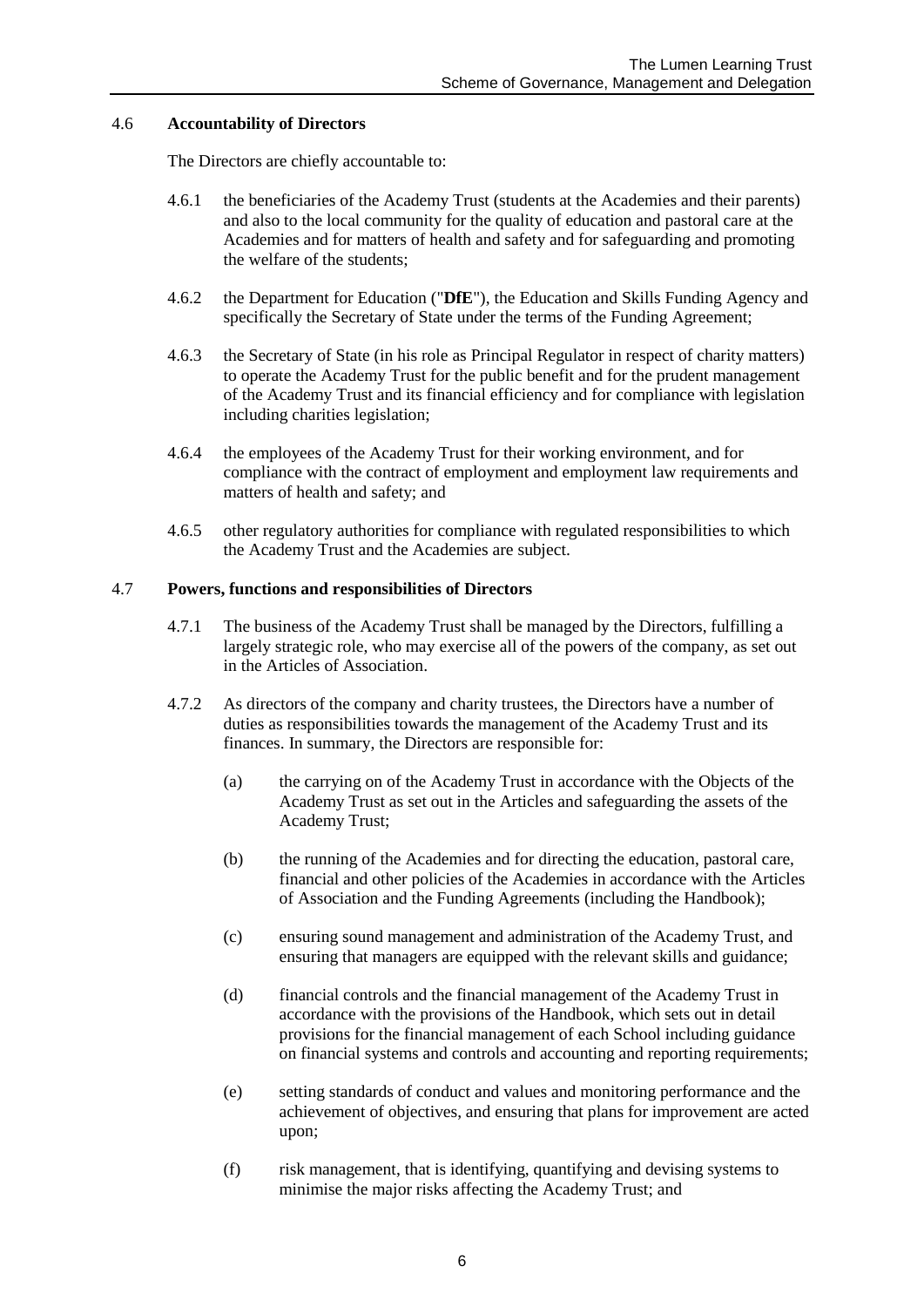## 4.6 **Accountability of Directors**

The Directors are chiefly accountable to:

4.6.1 the beneficiaries of the Academy Trust (students at the Academies and their parents) and also to the local community for the quality of education and pastoral care at the Academies and for matters of health and safety and for safeguarding and promoting the welfare of the students;

4.6.2 the Department for Education ("**DfE**"), the Education and Skills Funding Agency and specifically the Secretary of State under the terms of the Funding Agreement;

4.6.3 the Secretary of State (in his role as Principal Regulator in respect of charity matters) to operate the Academy Trust for the public benefit and for the prudent management of the Academy Trust and its financial efficiency and for compliance with legislation including charities legislation;

4.6.4 the employees of the Academy Trust for their working environment, and for compliance with the contract of employment and employment law requirements and matters of health and safety; and

4.6.5 other regulatory authorities for compliance with regulated responsibilities to which the Academy Trust and the Academies are subject.

## 4.7 **Powers, functions and responsibilities of Directors**

4.7.1 The business of the Academy Trust shall be managed by the Directors, fulfilling a largely strategic role, who may exercise all of the powers of the company, as set out in the Articles of Association.

4.7.2 As directors of the company and charity trustees, the Directors have a number of duties as responsibilities towards the management of the Academy Trust and its finances. In summary, the Directors are responsible for:

(a) the carrying on of the Academy Trust in accordance with the Objects of the Academy Trust as set out in the Articles and safeguarding the assets of the Academy Trust;

(b) the running of the Academies and for directing the education, pastoral care, financial and other policies of the Academies in accordance with the Articles of Association and the Funding Agreements (including the Handbook);

(c) ensuring sound management and administration of the Academy Trust, and ensuring that managers are equipped with the relevant skills and guidance;

(d) financial controls and the financial management of the Academy Trust in accordance with the provisions of the Handbook, which sets out in detail provisions for the financial management of each School including guidance on financial systems and controls and accounting and reporting requirements;

(e) setting standards of conduct and values and monitoring performance and the achievement of objectives, and ensuring that plans for improvement are acted upon;

(f) risk management, that is identifying, quantifying and devising systems to minimise the major risks affecting the Academy Trust; and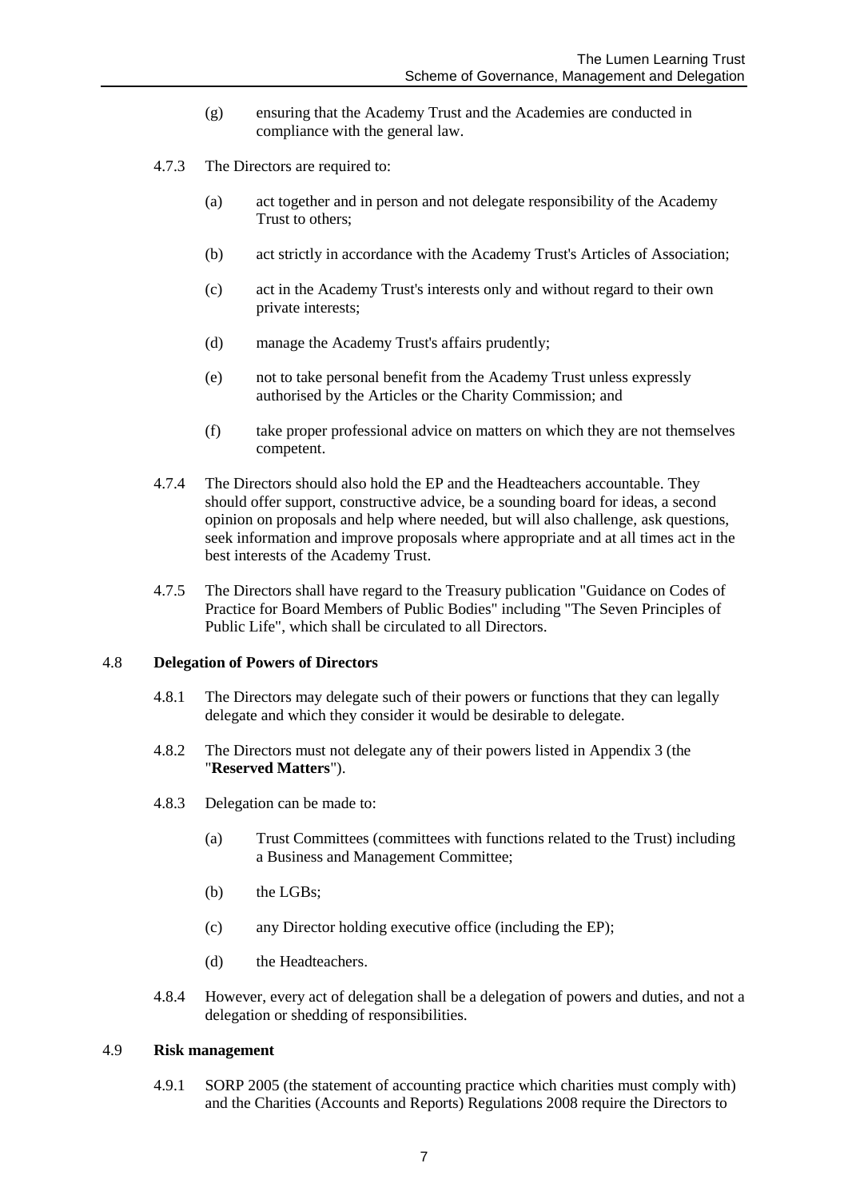(g) ensuring that the Academy Trust and the Academies are conducted in compliance with the general law.

4.7.3 The Directors are required to:

(a) act together and in person and not delegate responsibility of the Academy Trust to others;

(b) act strictly in accordance with the Academy Trust's Articles of Association;

(c) act in the Academy Trust's interests only and without regard to their own private interests;

(d) manage the Academy Trust's affairs prudently;

(e) not to take personal benefit from the Academy Trust unless expressly authorised by the Articles or the Charity Commission; and

(f) take proper professional advice on matters on which they are not themselves competent.

4.7.4 The Directors should also hold the EP and the Headteachers accountable. They should offer support, constructive advice, be a sounding board for ideas, a second opinion on proposals and help where needed, but will also challenge, ask questions, seek information and improve proposals where appropriate and at all times act in the best interests of the Academy Trust.

4.7.5 The Directors shall have regard to the Treasury publication "Guidance on Codes of Practice for Board Members of Public Bodies" including "The Seven Principles of Public Life", which shall be circulated to all Directors.

### 4.8 Delegation of Powers of Directors

4.8.1 The Directors may delegate such of their powers or functions that they can legally delegate and which they consider it would be desirable to delegate.

4.8.2 The Directors must not delegate any of their powers listed in Appendix 3 (the "**Reserved Matters**").

4.8.3 Delegation can be made to:

(a) Trust Committees (committees with functions related to the Trust) including a Business and Management Committee;

(b) the LGBs;

(c) any Director holding executive office (including the EP);

(d) the Headteachers.

4.8.4 However, every act of delegation shall be a delegation of powers and duties, and not a delegation or shedding of responsibilities.

### 4.9 Risk management

4.9.1 SORP 2005 (the statement of accounting practice which charities must comply with) and the Charities (Accounts and Reports) Regulations 2008 require the Directors to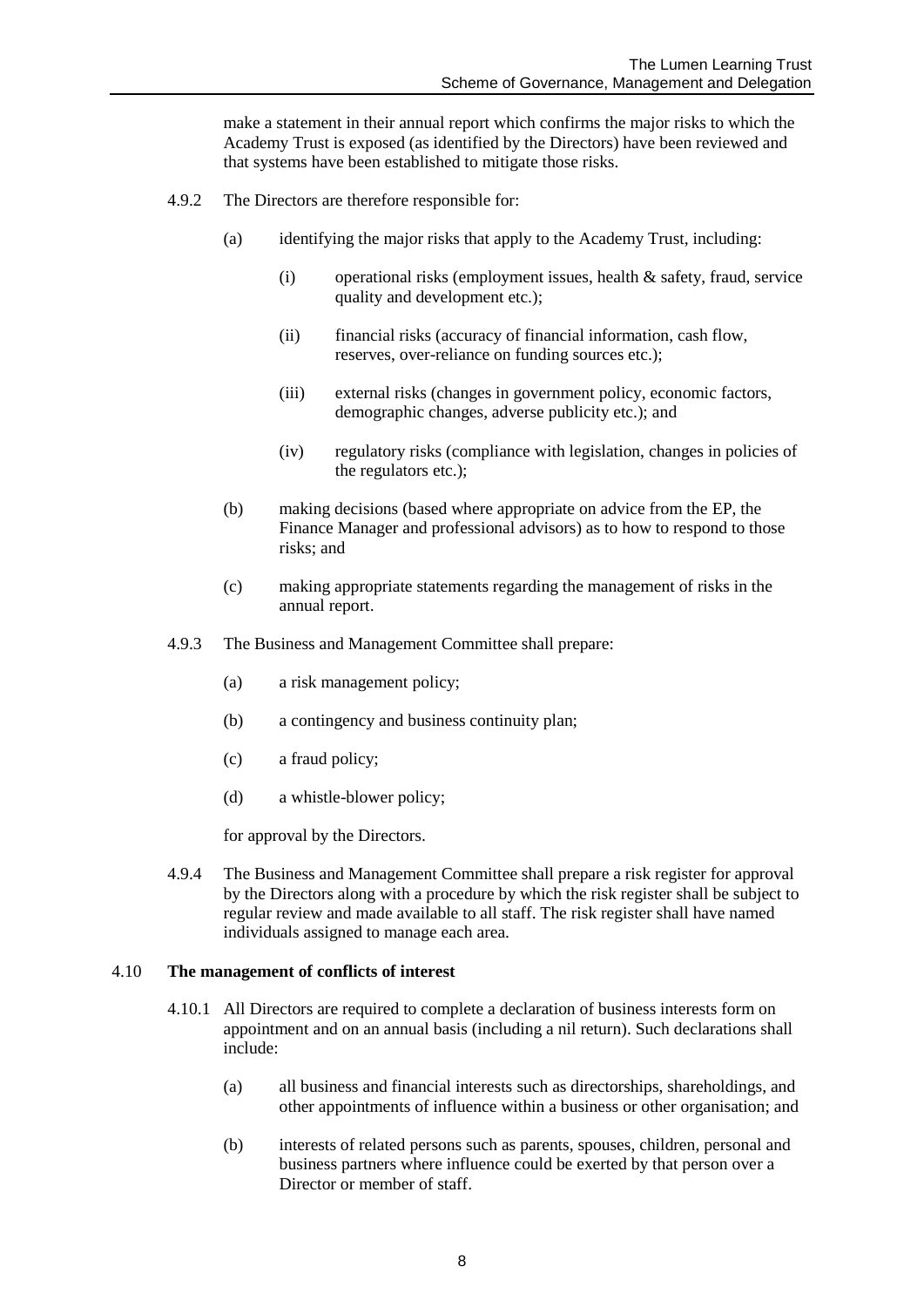make a statement in their annual report which confirms the major risks to which the Academy Trust is exposed (as identified by the Directors) have been reviewed and that systems have been established to mitigate those risks.

4.9.2 The Directors are therefore responsible for:

(a) identifying the major risks that apply to the Academy Trust, including:

(i) operational risks (employment issues, health & safety, fraud, service quality and development etc.);

(ii) financial risks (accuracy of financial information, cash flow, reserves, over-reliance on funding sources etc.);

(iii) external risks (changes in government policy, economic factors, demographic changes, adverse publicity etc.); and

(iv) regulatory risks (compliance with legislation, changes in policies of the regulators etc.);

(b) making decisions (based where appropriate on advice from the EP, the Finance Manager and professional advisors) as to how to respond to those risks; and

(c) making appropriate statements regarding the management of risks in the annual report.

4.9.3 The Business and Management Committee shall prepare:

(a) a risk management policy;

(b) a contingency and business continuity plan;

(c) a fraud policy;

(d) a whistle-blower policy;

for approval by the Directors.

4.9.4 The Business and Management Committee shall prepare a risk register for approval by the Directors along with a procedure by which the risk register shall be subject to regular review and made available to all staff. The risk register shall have named individuals assigned to manage each area.

### 4.10 The management of conflicts of interest

4.10.1 All Directors are required to complete a declaration of business interests form on appointment and on an annual basis (including a nil return). Such declarations shall include:

(a) all business and financial interests such as directorships, shareholdings, and other appointments of influence within a business or other organisation; and

(b) interests of related persons such as parents, spouses, children, personal and business partners where influence could be exerted by that person over a Director or member of staff.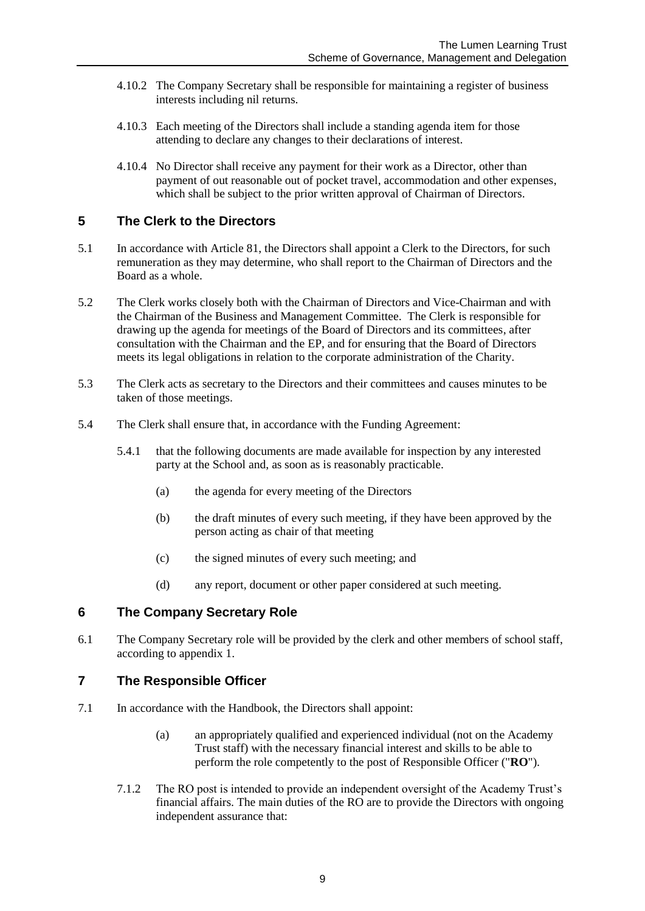4.10.2 The Company Secretary shall be responsible for maintaining a register of business interests including nil returns.

4.10.3 Each meeting of the Directors shall include a standing agenda item for those attending to declare any changes to their declarations of interest.

4.10.4 No Director shall receive any payment for their work as a Director, other than payment of out reasonable out of pocket travel, accommodation and other expenses, which shall be subject to the prior written approval of Chairman of Directors.

## 5 The Clerk to the Directors

5.1 In accordance with Article 81, the Directors shall appoint a Clerk to the Directors, for such remuneration as they may determine, who shall report to the Chairman of Directors and the Board as a whole.

5.2 The Clerk works closely both with the Chairman of Directors and Vice-Chairman and with the Chairman of the Business and Management Committee. The Clerk is responsible for drawing up the agenda for meetings of the Board of Directors and its committees, after consultation with the Chairman and the EP, and for ensuring that the Board of Directors meets its legal obligations in relation to the corporate administration of the Charity.

5.3 The Clerk acts as secretary to the Directors and their committees and causes minutes to be taken of those meetings.

5.4 The Clerk shall ensure that, in accordance with the Funding Agreement:

5.4.1 that the following documents are made available for inspection by any interested party at the School and, as soon as is reasonably practicable.

(a) the agenda for every meeting of the Directors

(b) the draft minutes of every such meeting, if they have been approved by the person acting as chair of that meeting

(c) the signed minutes of every such meeting; and

(d) any report, document or other paper considered at such meeting.

## 6 The Company Secretary Role

6.1 The Company Secretary role will be provided by the clerk and other members of school staff, according to appendix 1.

## 7 The Responsible Officer

7.1 In accordance with the Handbook, the Directors shall appoint:

(a) an appropriately qualified and experienced individual (not on the Academy Trust staff) with the necessary financial interest and skills to be able to perform the role competently to the post of Responsible Officer ("**RO**").

7.1.2 The RO post is intended to provide an independent oversight of the Academy Trust's financial affairs. The main duties of the RO are to provide the Directors with ongoing independent assurance that: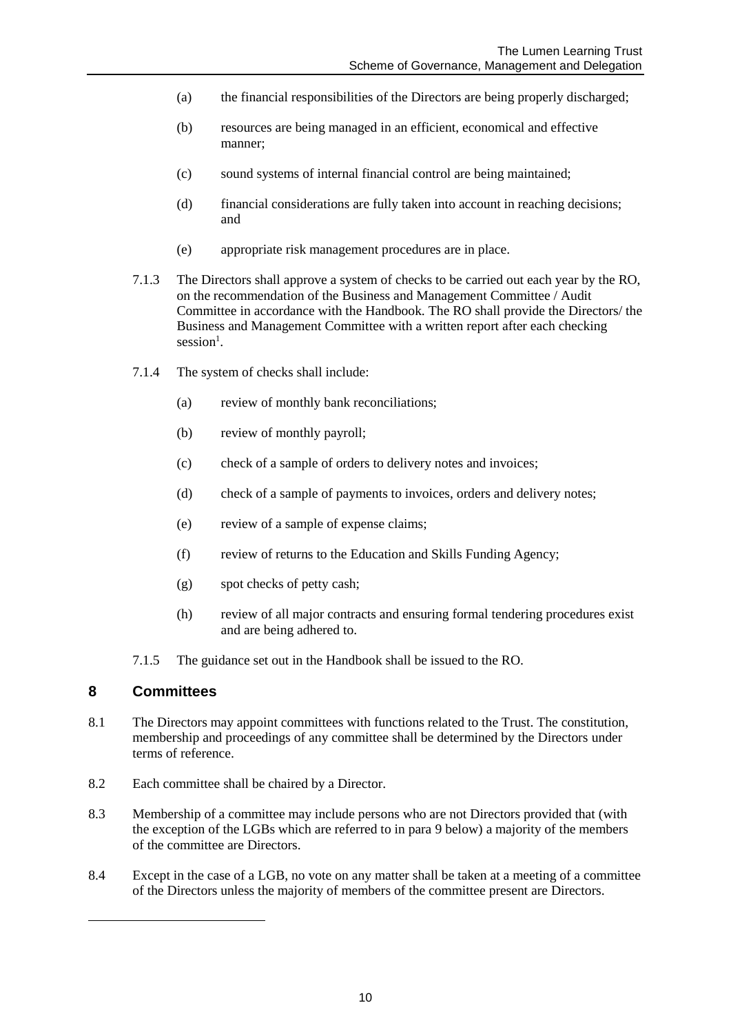(a) the financial responsibilities of the Directors are being properly discharged;

(b) resources are being managed in an efficient, economical and effective manner;

(c) sound systems of internal financial control are being maintained;

(d) financial considerations are fully taken into account in reaching decisions; and

(e) appropriate risk management procedures are in place.

7.1.3 The Directors shall approve a system of checks to be carried out each year by the RO, on the recommendation of the Business and Management Committee / Audit Committee in accordance with the Handbook. The RO shall provide the Directors/ the Business and Management Committee with a written report after each checking session[1].

7.1.4 The system of checks shall include:

(a) review of monthly bank reconciliations;

(b) review of monthly payroll;

(c) check of a sample of orders to delivery notes and invoices;

(d) check of a sample of payments to invoices, orders and delivery notes;

(e) review of a sample of expense claims;

(f) review of returns to the Education and Skills Funding Agency;

(g) spot checks of petty cash;

(h) review of all major contracts and ensuring formal tendering procedures exist and are being adhered to.

7.1.5 The guidance set out in the Handbook shall be issued to the RO.

## 8 Committees

8.1 The Directors may appoint committees with functions related to the Trust. The constitution, membership and proceedings of any committee shall be determined by the Directors under terms of reference.

8.2 Each committee shall be chaired by a Director.

8.3 Membership of a committee may include persons who are not Directors provided that (with the exception of the LGBs which are referred to in para 9 below) a majority of the members of the committee are Directors.

8.4 Except in the case of a LGB, no vote on any matter shall be taken at a meeting of a committee of the Directors unless the majority of members of the committee present are Directors.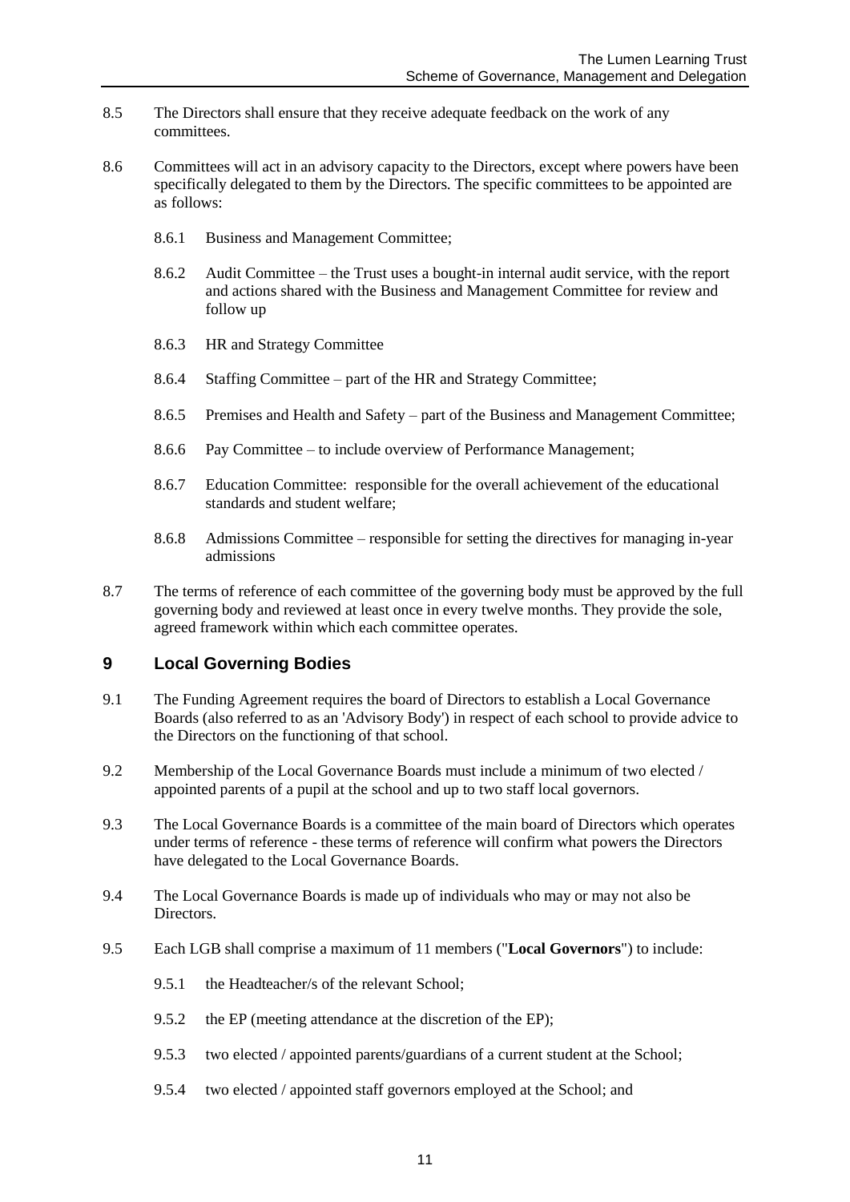8.5 The Directors shall ensure that they receive adequate feedback on the work of any committees.

8.6 Committees will act in an advisory capacity to the Directors, except where powers have been specifically delegated to them by the Directors. The specific committees to be appointed are as follows:

8.6.1 Business and Management Committee;

8.6.2 Audit Committee – the Trust uses a bought-in internal audit service, with the report and actions shared with the Business and Management Committee for review and follow up

8.6.3 HR and Strategy Committee

8.6.4 Staffing Committee – part of the HR and Strategy Committee;

8.6.5 Premises and Health and Safety – part of the Business and Management Committee;

8.6.6 Pay Committee – to include overview of Performance Management;

8.6.7 Education Committee: responsible for the overall achievement of the educational standards and student welfare;

8.6.8 Admissions Committee – responsible for setting the directives for managing in-year admissions

8.7 The terms of reference of each committee of the governing body must be approved by the full governing body and reviewed at least once in every twelve months. They provide the sole, agreed framework within which each committee operates.

## 9 Local Governing Bodies

9.1 The Funding Agreement requires the board of Directors to establish a Local Governance Boards (also referred to as an 'Advisory Body') in respect of each school to provide advice to the Directors on the functioning of that school.

9.2 Membership of the Local Governance Boards must include a minimum of two elected / appointed parents of a pupil at the school and up to two staff local governors.

9.3 The Local Governance Boards is a committee of the main board of Directors which operates under terms of reference - these terms of reference will confirm what powers the Directors have delegated to the Local Governance Boards.

9.4 The Local Governance Boards is made up of individuals who may or may not also be Directors.

9.5 Each LGB shall comprise a maximum of 11 members ("**Local Governors**") to include:

9.5.1 the Headteacher/s of the relevant School;

9.5.2 the EP (meeting attendance at the discretion of the EP);

9.5.3 two elected / appointed parents/guardians of a current student at the School;

9.5.4 two elected / appointed staff governors employed at the School; and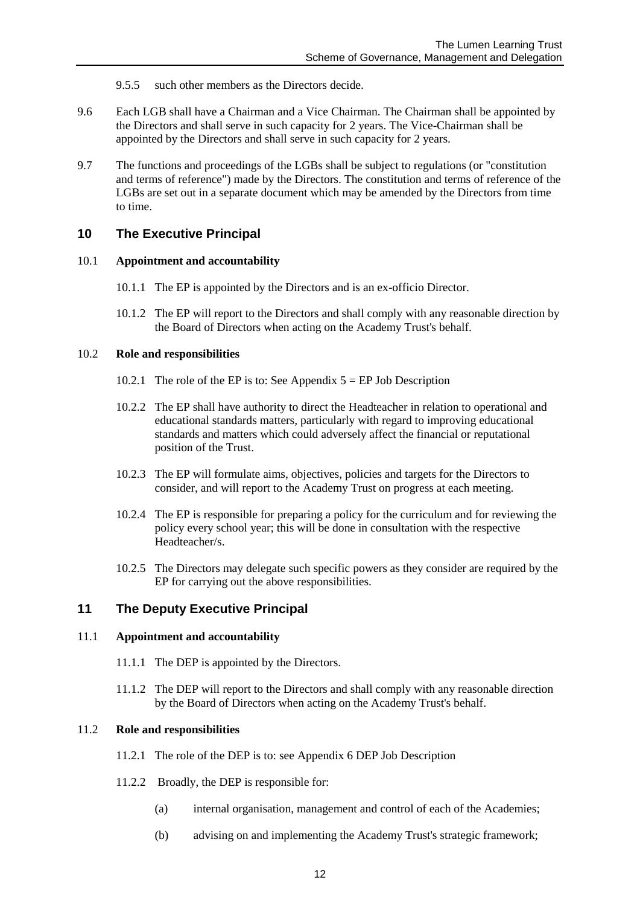9.5.5 such other members as the Directors decide.

9.6 Each LGB shall have a Chairman and a Vice Chairman. The Chairman shall be appointed by the Directors and shall serve in such capacity for 2 years. The Vice-Chairman shall be appointed by the Directors and shall serve in such capacity for 2 years.

9.7 The functions and proceedings of the LGBs shall be subject to regulations (or "constitution and terms of reference") made by the Directors. The constitution and terms of reference of the LGBs are set out in a separate document which may be amended by the Directors from time to time.

## 10 The Executive Principal

### 10.1 Appointment and accountability

10.1.1 The EP is appointed by the Directors and is an ex-officio Director.

10.1.2 The EP will report to the Directors and shall comply with any reasonable direction by the Board of Directors when acting on the Academy Trust's behalf.

### 10.2 Role and responsibilities

10.2.1 The role of the EP is to: See Appendix 5 = EP Job Description

10.2.2 The EP shall have authority to direct the Headteacher in relation to operational and educational standards matters, particularly with regard to improving educational standards and matters which could adversely affect the financial or reputational position of the Trust.

10.2.3 The EP will formulate aims, objectives, policies and targets for the Directors to consider, and will report to the Academy Trust on progress at each meeting.

10.2.4 The EP is responsible for preparing a policy for the curriculum and for reviewing the policy every school year; this will be done in consultation with the respective Headteacher/s.

10.2.5 The Directors may delegate such specific powers as they consider are required by the EP for carrying out the above responsibilities.

## 11 The Deputy Executive Principal

### 11.1 Appointment and accountability

11.1.1 The DEP is appointed by the Directors.

11.1.2 The DEP will report to the Directors and shall comply with any reasonable direction by the Board of Directors when acting on the Academy Trust's behalf.

### 11.2 Role and responsibilities

11.2.1 The role of the DEP is to: see Appendix 6 DEP Job Description

11.2.2 Broadly, the DEP is responsible for:

(a) internal organisation, management and control of each of the Academies;

(b) advising on and implementing the Academy Trust's strategic framework;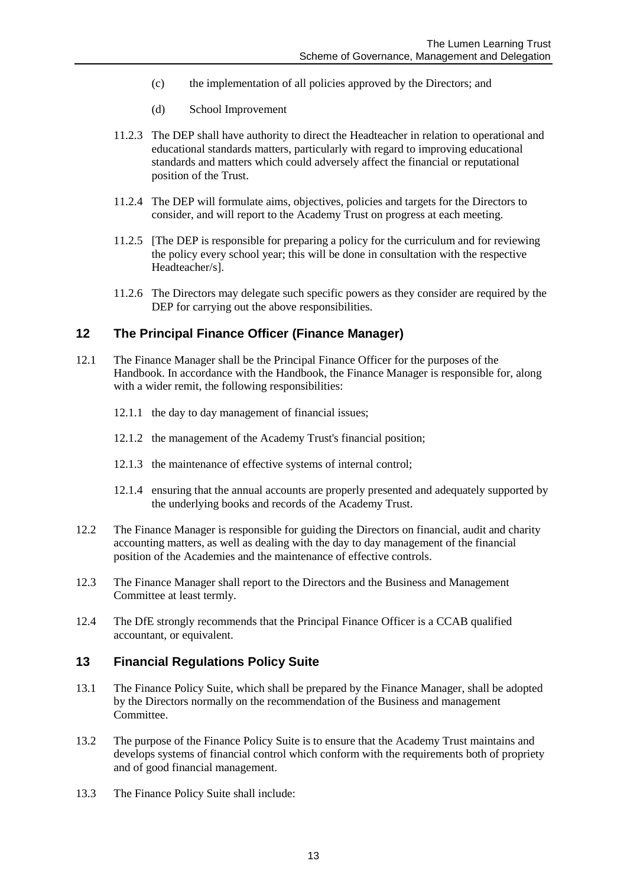(c) the implementation of all policies approved by the Directors; and

(d) School Improvement

11.2.3 The DEP shall have authority to direct the Headteacher in relation to operational and educational standards matters, particularly with regard to improving educational standards and matters which could adversely affect the financial or reputational position of the Trust.

11.2.4 The DEP will formulate aims, objectives, policies and targets for the Directors to consider, and will report to the Academy Trust on progress at each meeting.

11.2.5 [The DEP is responsible for preparing a policy for the curriculum and for reviewing the policy every school year; this will be done in consultation with the respective Headteacher/s].

11.2.6 The Directors may delegate such specific powers as they consider are required by the DEP for carrying out the above responsibilities.

## 12 The Principal Finance Officer (Finance Manager)

12.1 The Finance Manager shall be the Principal Finance Officer for the purposes of the Handbook. In accordance with the Handbook, the Finance Manager is responsible for, along with a wider remit, the following responsibilities:

12.1.1 the day to day management of financial issues;

12.1.2 the management of the Academy Trust's financial position;

12.1.3 the maintenance of effective systems of internal control;

12.1.4 ensuring that the annual accounts are properly presented and adequately supported by the underlying books and records of the Academy Trust.

12.2 The Finance Manager is responsible for guiding the Directors on financial, audit and charity accounting matters, as well as dealing with the day to day management of the financial position of the Academies and the maintenance of effective controls.

12.3 The Finance Manager shall report to the Directors and the Business and Management Committee at least termly.

12.4 The DfE strongly recommends that the Principal Finance Officer is a CCAB qualified accountant, or equivalent.

## 13 Financial Regulations Policy Suite

13.1 The Finance Policy Suite, which shall be prepared by the Finance Manager, shall be adopted by the Directors normally on the recommendation of the Business and management Committee.

13.2 The purpose of the Finance Policy Suite is to ensure that the Academy Trust maintains and develops systems of financial control which conform with the requirements both of propriety and of good financial management.

13.3 The Finance Policy Suite shall include: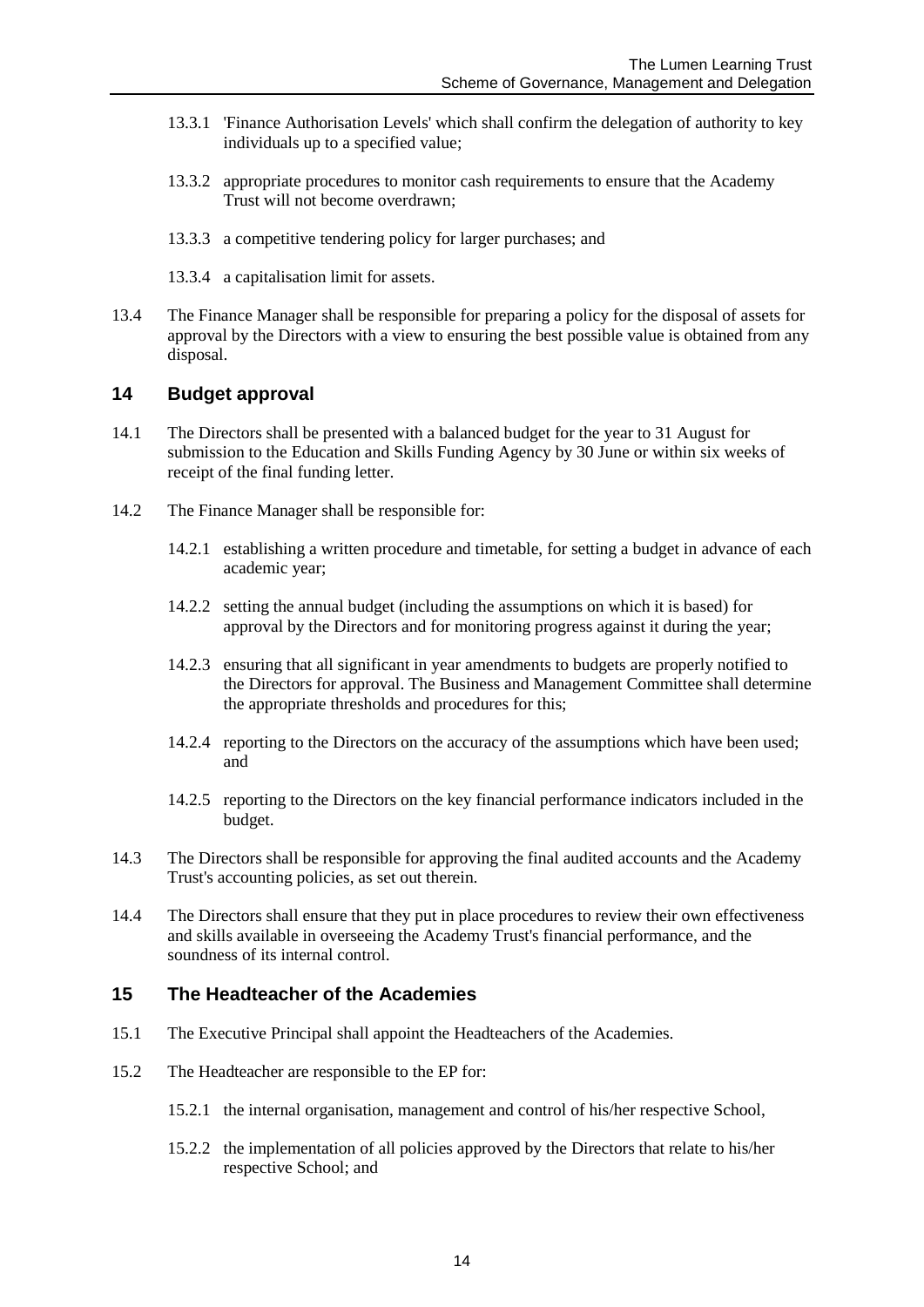13.3.1 'Finance Authorisation Levels' which shall confirm the delegation of authority to key individuals up to a specified value;

13.3.2 appropriate procedures to monitor cash requirements to ensure that the Academy Trust will not become overdrawn;

13.3.3 a competitive tendering policy for larger purchases; and

13.3.4 a capitalisation limit for assets.

13.4 The Finance Manager shall be responsible for preparing a policy for the disposal of assets for approval by the Directors with a view to ensuring the best possible value is obtained from any disposal.

## 14 Budget approval

14.1 The Directors shall be presented with a balanced budget for the year to 31 August for submission to the Education and Skills Funding Agency by 30 June or within six weeks of receipt of the final funding letter.

14.2 The Finance Manager shall be responsible for:

14.2.1 establishing a written procedure and timetable, for setting a budget in advance of each academic year;

14.2.2 setting the annual budget (including the assumptions on which it is based) for approval by the Directors and for monitoring progress against it during the year;

14.2.3 ensuring that all significant in year amendments to budgets are properly notified to the Directors for approval. The Business and Management Committee shall determine the appropriate thresholds and procedures for this;

14.2.4 reporting to the Directors on the accuracy of the assumptions which have been used; and

14.2.5 reporting to the Directors on the key financial performance indicators included in the budget.

14.3 The Directors shall be responsible for approving the final audited accounts and the Academy Trust's accounting policies, as set out therein.

14.4 The Directors shall ensure that they put in place procedures to review their own effectiveness and skills available in overseeing the Academy Trust's financial performance, and the soundness of its internal control.

## 15 The Headteacher of the Academies

15.1 The Executive Principal shall appoint the Headteachers of the Academies.

15.2 The Headteacher are responsible to the EP for:

15.2.1 the internal organisation, management and control of his/her respective School,

15.2.2 the implementation of all policies approved by the Directors that relate to his/her respective School; and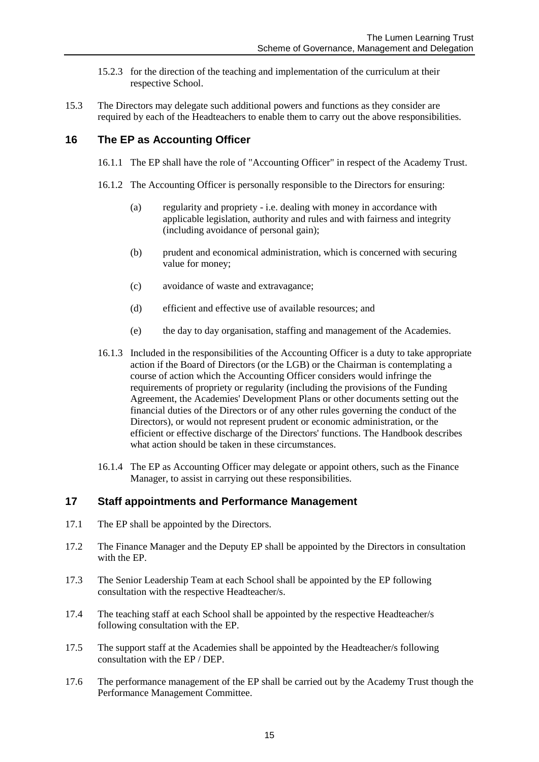15.2.3 for the direction of the teaching and implementation of the curriculum at their respective School.

15.3 The Directors may delegate such additional powers and functions as they consider are required by each of the Headteachers to enable them to carry out the above responsibilities.

## 16 The EP as Accounting Officer

16.1.1 The EP shall have the role of "Accounting Officer" in respect of the Academy Trust.

16.1.2 The Accounting Officer is personally responsible to the Directors for ensuring:

(a) regularity and propriety - i.e. dealing with money in accordance with applicable legislation, authority and rules and with fairness and integrity (including avoidance of personal gain);

(b) prudent and economical administration, which is concerned with securing value for money;

(c) avoidance of waste and extravagance;

(d) efficient and effective use of available resources; and

(e) the day to day organisation, staffing and management of the Academies.

16.1.3 Included in the responsibilities of the Accounting Officer is a duty to take appropriate action if the Board of Directors (or the LGB) or the Chairman is contemplating a course of action which the Accounting Officer considers would infringe the requirements of propriety or regularity (including the provisions of the Funding Agreement, the Academies' Development Plans or other documents setting out the financial duties of the Directors or of any other rules governing the conduct of the Directors), or would not represent prudent or economic administration, or the efficient or effective discharge of the Directors' functions. The Handbook describes what action should be taken in these circumstances.

16.1.4 The EP as Accounting Officer may delegate or appoint others, such as the Finance Manager, to assist in carrying out these responsibilities.

## 17 Staff appointments and Performance Management

17.1 The EP shall be appointed by the Directors.

17.2 The Finance Manager and the Deputy EP shall be appointed by the Directors in consultation with the EP.

17.3 The Senior Leadership Team at each School shall be appointed by the EP following consultation with the respective Headteacher/s.

17.4 The teaching staff at each School shall be appointed by the respective Headteacher/s following consultation with the EP.

17.5 The support staff at the Academies shall be appointed by the Headteacher/s following consultation with the EP / DEP.

17.6 The performance management of the EP shall be carried out by the Academy Trust though the Performance Management Committee.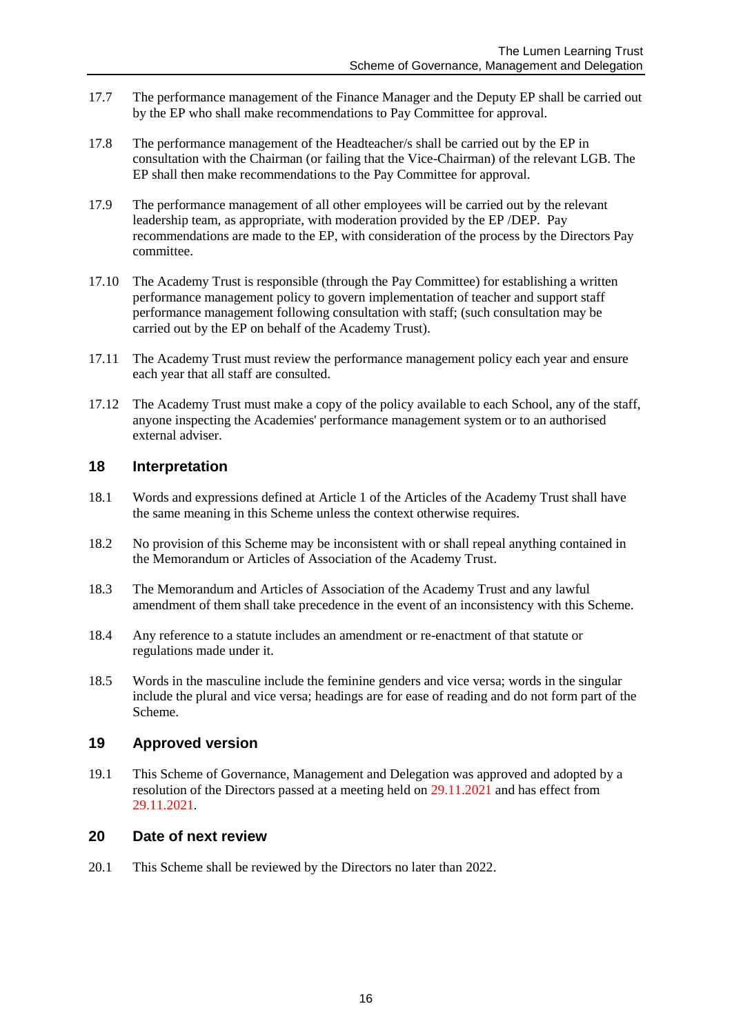17.7 The performance management of the Finance Manager and the Deputy EP shall be carried out by the EP who shall make recommendations to Pay Committee for approval.

17.8 The performance management of the Headteacher/s shall be carried out by the EP in consultation with the Chairman (or failing that the Vice-Chairman) of the relevant LGB. The EP shall then make recommendations to the Pay Committee for approval.

17.9 The performance management of all other employees will be carried out by the relevant leadership team, as appropriate, with moderation provided by the EP /DEP. Pay recommendations are made to the EP, with consideration of the process by the Directors Pay committee.

17.10 The Academy Trust is responsible (through the Pay Committee) for establishing a written performance management policy to govern implementation of teacher and support staff performance management following consultation with staff; (such consultation may be carried out by the EP on behalf of the Academy Trust).

17.11 The Academy Trust must review the performance management policy each year and ensure each year that all staff are consulted.

17.12 The Academy Trust must make a copy of the policy available to each School, any of the staff, anyone inspecting the Academies' performance management system or to an authorised external adviser.

## 18 Interpretation

18.1 Words and expressions defined at Article 1 of the Articles of the Academy Trust shall have the same meaning in this Scheme unless the context otherwise requires.

18.2 No provision of this Scheme may be inconsistent with or shall repeal anything contained in the Memorandum or Articles of Association of the Academy Trust.

18.3 The Memorandum and Articles of Association of the Academy Trust and any lawful amendment of them shall take precedence in the event of an inconsistency with this Scheme.

18.4 Any reference to a statute includes an amendment or re-enactment of that statute or regulations made under it.

18.5 Words in the masculine include the feminine genders and vice versa; words in the singular include the plural and vice versa; headings are for ease of reading and do not form part of the Scheme.

## 19 Approved version

19.1 This Scheme of Governance, Management and Delegation was approved and adopted by a resolution of the Directors passed at a meeting held on 29.11.2021 and has effect from 29.11.2021.

## 20 Date of next review

20.1 This Scheme shall be reviewed by the Directors no later than 2022.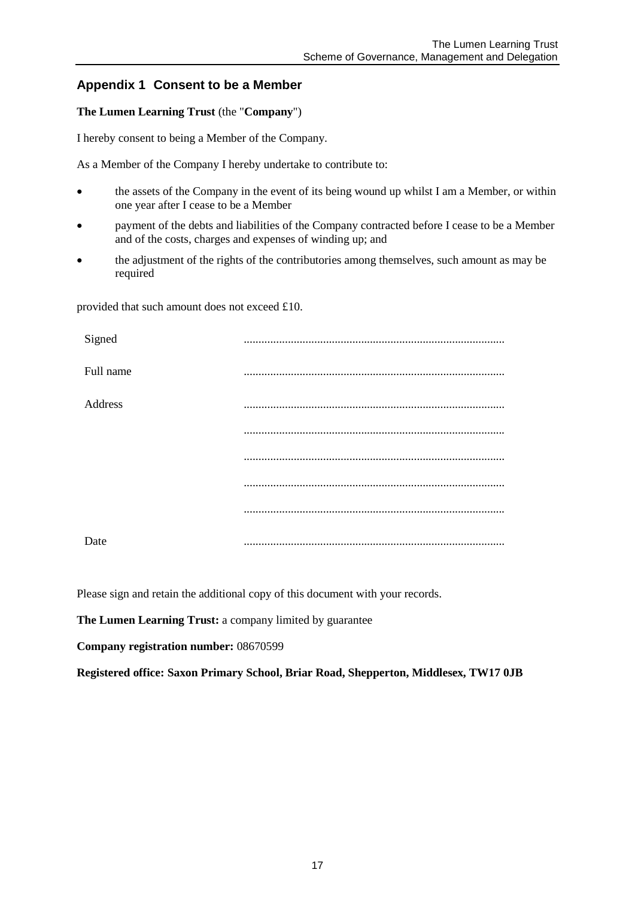## Appendix 1 Consent to be a Member

**The Lumen Learning Trust** (the "**Company**")

I hereby consent to being a Member of the Company.

As a Member of the Company I hereby undertake to contribute to:

- the assets of the Company in the event of its being wound up whilst I am a Member, or within one year after I cease to be a Member
- payment of the debts and liabilities of the Company contracted before I cease to be a Member and of the costs, charges and expenses of winding up; and
- the adjustment of the rights of the contributories among themselves, such amount as may be required

provided that such amount does not exceed £10.

Signed .........................................................................................

Full name .........................................................................................

Address .........................................................................................

.........................................................................................

.........................................................................................

.........................................................................................

.........................................................................................

Date .........................................................................................

Please sign and retain the additional copy of this document with your records.

**The Lumen Learning Trust:** a company limited by guarantee

**Company registration number:** 08670599

**Registered office: Saxon Primary School, Briar Road, Shepperton, Middlesex, TW17 0JB**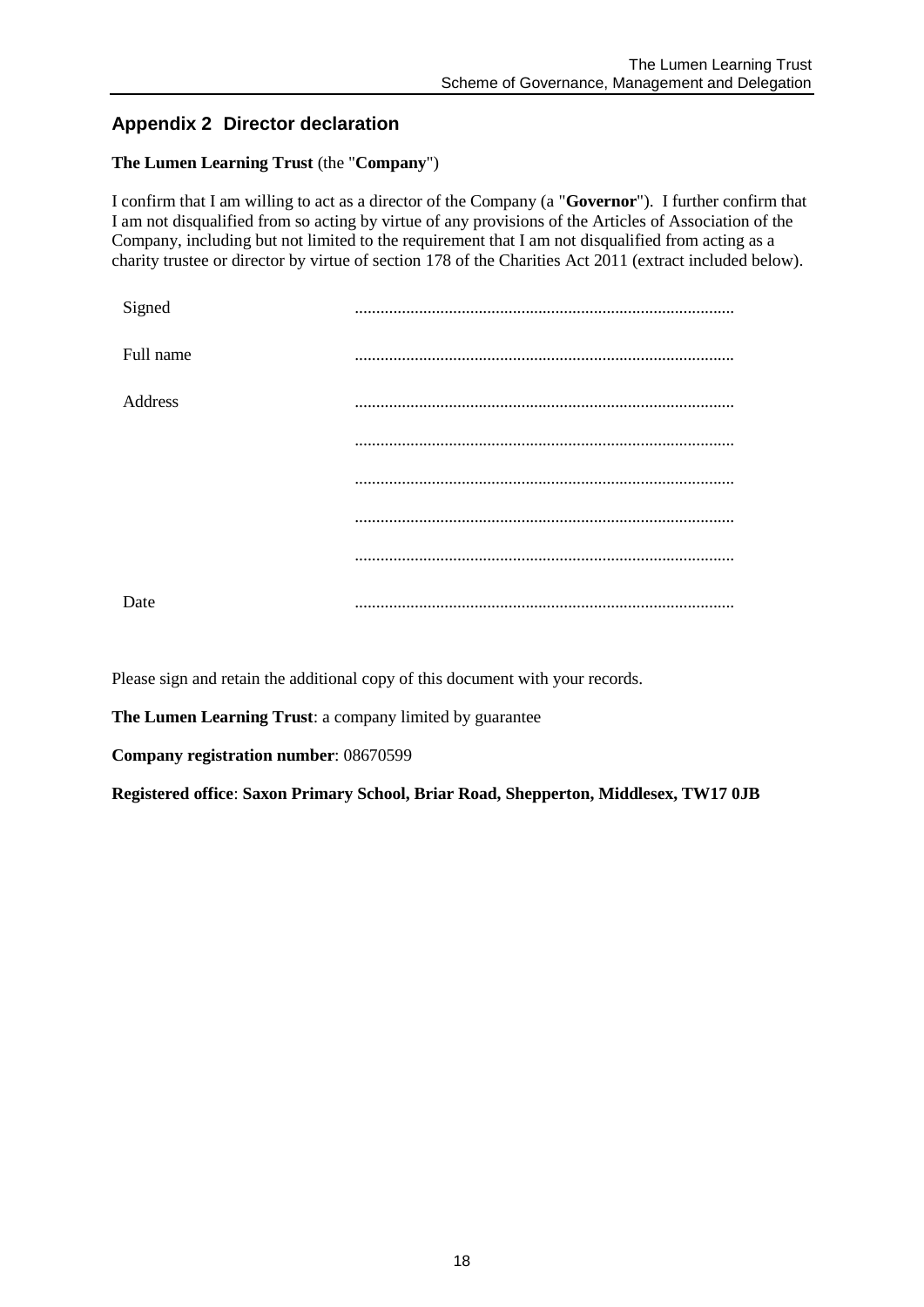## Appendix 2 Director declaration

**The Lumen Learning Trust** (the "**Company**")

I confirm that I am willing to act as a director of the Company (a "**Governor**"). I further confirm that I am not disqualified from so acting by virtue of any provisions of the Articles of Association of the Company, including but not limited to the requirement that I am not disqualified from acting as a charity trustee or director by virtue of section 178 of the Charities Act 2011 (extract included below).

| | |
|---|---|
| Signed | ........................................................................................ |
| Full name | ........................................................................................ |
| Address | ........................................................................................ |
| | ........................................................................................ |
| | ........................................................................................ |
| | ........................................................................................ |
| | ........................................................................................ |
| Date | ........................................................................................ |

Please sign and retain the additional copy of this document with your records.

**The Lumen Learning Trust**: a company limited by guarantee

**Company registration number**: 08670599

**Registered office**: **Saxon Primary School, Briar Road, Shepperton, Middlesex, TW17 0JB**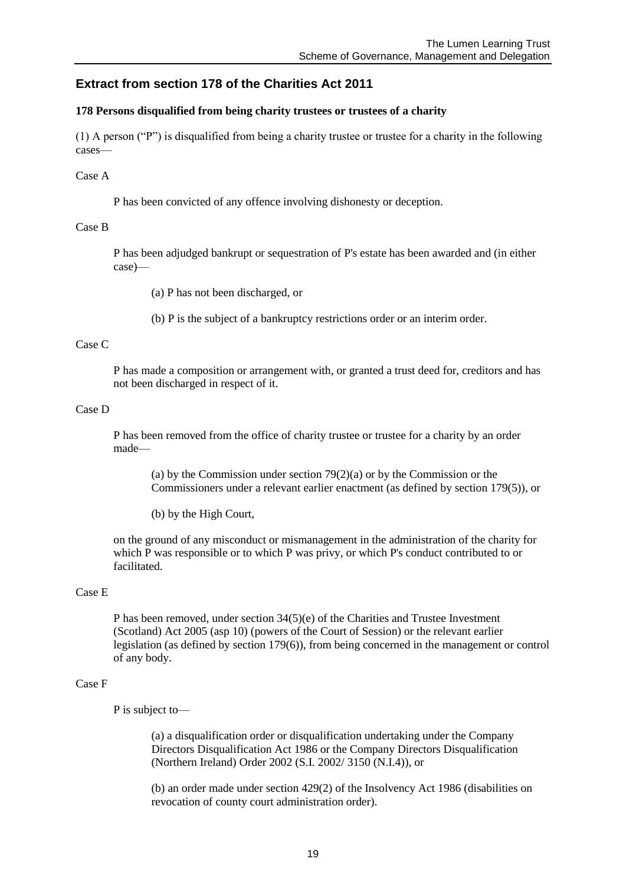## Extract from section 178 of the Charities Act 2011

**178 Persons disqualified from being charity trustees or trustees of a charity**

(1) A person ("P") is disqualified from being a charity trustee or trustee for a charity in the following cases—

Case A

P has been convicted of any offence involving dishonesty or deception.

Case B

P has been adjudged bankrupt or sequestration of P's estate has been awarded and (in either case)—

(a) P has not been discharged, or

(b) P is the subject of a bankruptcy restrictions order or an interim order.

Case C

P has made a composition or arrangement with, or granted a trust deed for, creditors and has not been discharged in respect of it.

Case D

P has been removed from the office of charity trustee or trustee for a charity by an order made—

(a) by the Commission under section 79(2)(a) or by the Commission or the Commissioners under a relevant earlier enactment (as defined by section 179(5)), or

(b) by the High Court,

on the ground of any misconduct or mismanagement in the administration of the charity for which P was responsible or to which P was privy, or which P's conduct contributed to or facilitated.

Case E

P has been removed, under section 34(5)(e) of the Charities and Trustee Investment (Scotland) Act 2005 (asp 10) (powers of the Court of Session) or the relevant earlier legislation (as defined by section 179(6)), from being concerned in the management or control of any body.

Case F

P is subject to—

(a) a disqualification order or disqualification undertaking under the Company Directors Disqualification Act 1986 or the Company Directors Disqualification (Northern Ireland) Order 2002 (S.I. 2002/ 3150 (N.I.4)), or

(b) an order made under section 429(2) of the Insolvency Act 1986 (disabilities on revocation of county court administration order).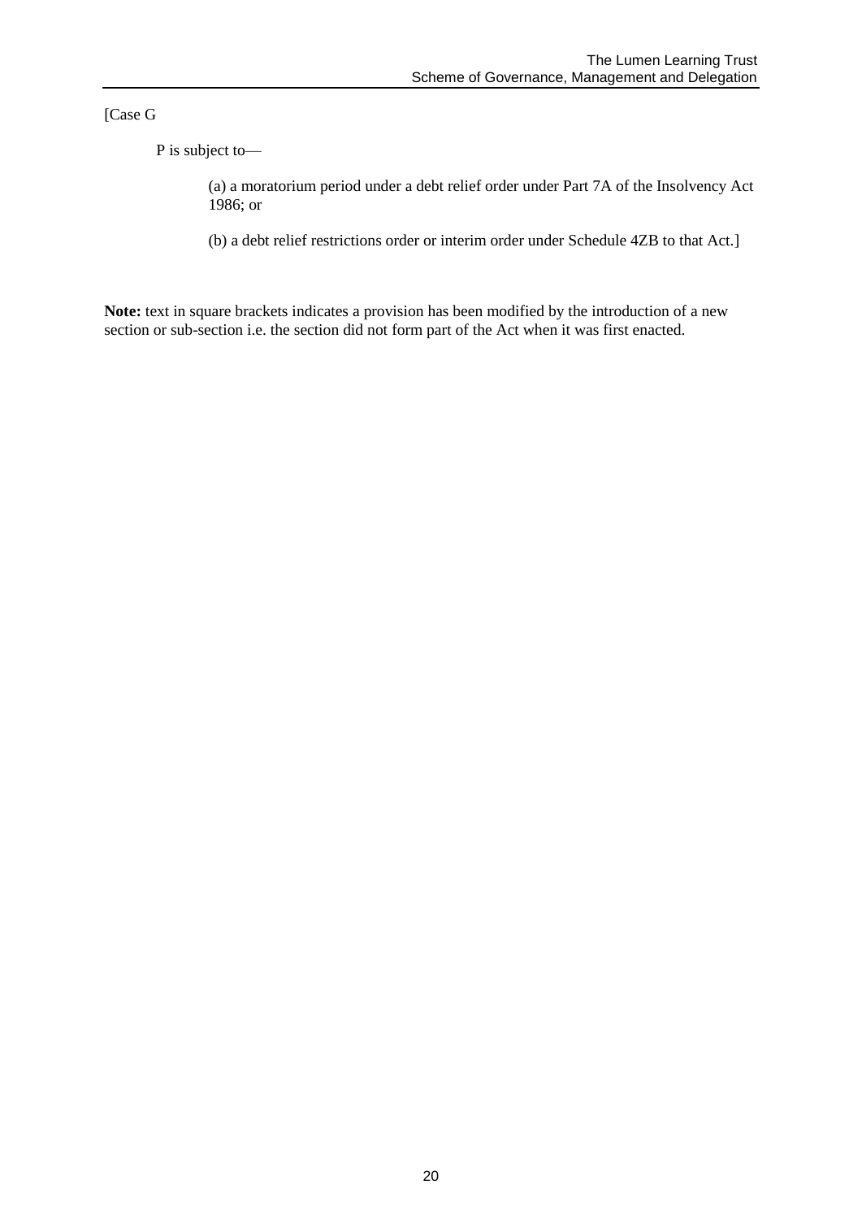[Case G

P is subject to—

(a) a moratorium period under a debt relief order under Part 7A of the Insolvency Act 1986; or

(b) a debt relief restrictions order or interim order under Schedule 4ZB to that Act.]

**Note:** text in square brackets indicates a provision has been modified by the introduction of a new section or sub-section i.e. the section did not form part of the Act when it was first enacted.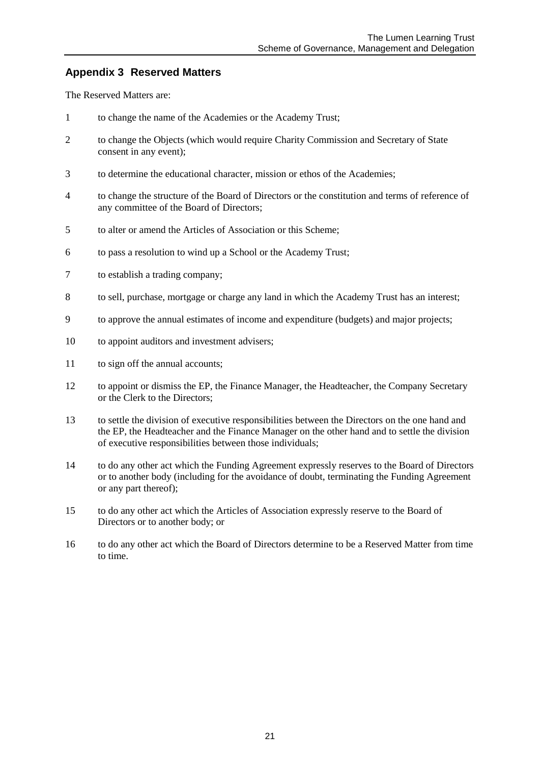## Appendix 3 Reserved Matters

The Reserved Matters are:

1. to change the name of the Academies or the Academy Trust;
2. to change the Objects (which would require Charity Commission and Secretary of State consent in any event);
3. to determine the educational character, mission or ethos of the Academies;
4. to change the structure of the Board of Directors or the constitution and terms of reference of any committee of the Board of Directors;
5. to alter or amend the Articles of Association or this Scheme;
6. to pass a resolution to wind up a School or the Academy Trust;
7. to establish a trading company;
8. to sell, purchase, mortgage or charge any land in which the Academy Trust has an interest;
9. to approve the annual estimates of income and expenditure (budgets) and major projects;
10. to appoint auditors and investment advisers;
11. to sign off the annual accounts;
12. to appoint or dismiss the EP, the Finance Manager, the Headteacher, the Company Secretary or the Clerk to the Directors;
13. to settle the division of executive responsibilities between the Directors on the one hand and the EP, the Headteacher and the Finance Manager on the other hand and to settle the division of executive responsibilities between those individuals;
14. to do any other act which the Funding Agreement expressly reserves to the Board of Directors or to another body (including for the avoidance of doubt, terminating the Funding Agreement or any part thereof);
15. to do any other act which the Articles of Association expressly reserve to the Board of Directors or to another body; or
16. to do any other act which the Board of Directors determine to be a Reserved Matter from time to time.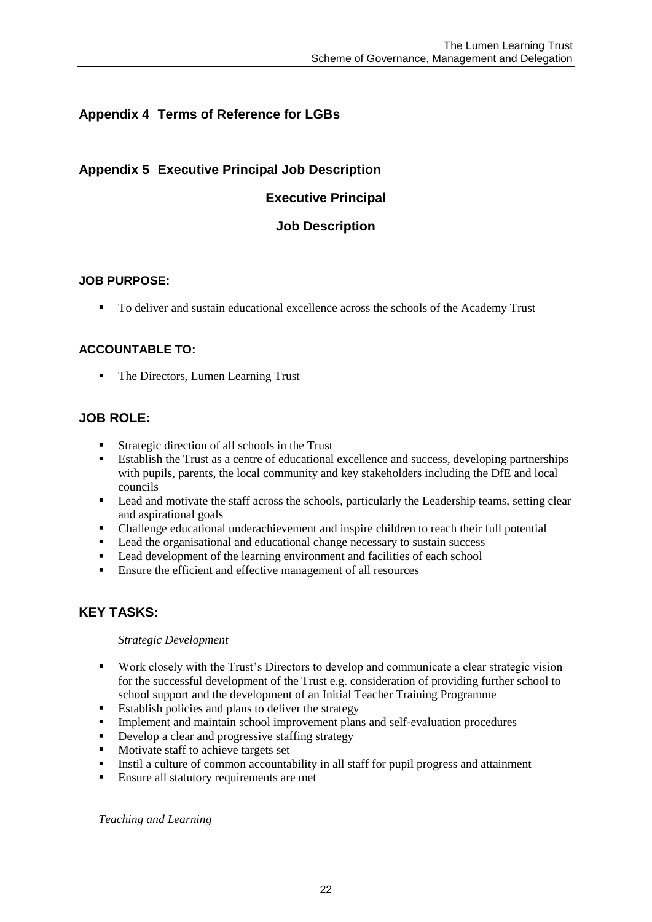## Appendix 4 Terms of Reference for LGBs

## Appendix 5 Executive Principal Job Description

### Executive Principal

### Job Description

**JOB PURPOSE:**

- To deliver and sustain educational excellence across the schools of the Academy Trust

**ACCOUNTABLE TO:**

- The Directors, Lumen Learning Trust

### JOB ROLE:

- Strategic direction of all schools in the Trust
- Establish the Trust as a centre of educational excellence and success, developing partnerships with pupils, parents, the local community and key stakeholders including the DfE and local councils
- Lead and motivate the staff across the schools, particularly the Leadership teams, setting clear and aspirational goals
- Challenge educational underachievement and inspire children to reach their full potential
- Lead the organisational and educational change necessary to sustain success
- Lead development of the learning environment and facilities of each school
- Ensure the efficient and effective management of all resources

### KEY TASKS:

*Strategic Development*

- Work closely with the Trust's Directors to develop and communicate a clear strategic vision for the successful development of the Trust e.g. consideration of providing further school to school support and the development of an Initial Teacher Training Programme
- Establish policies and plans to deliver the strategy
- Implement and maintain school improvement plans and self-evaluation procedures
- Develop a clear and progressive staffing strategy
- Motivate staff to achieve targets set
- Instil a culture of common accountability in all staff for pupil progress and attainment
- Ensure all statutory requirements are met

*Teaching and Learning*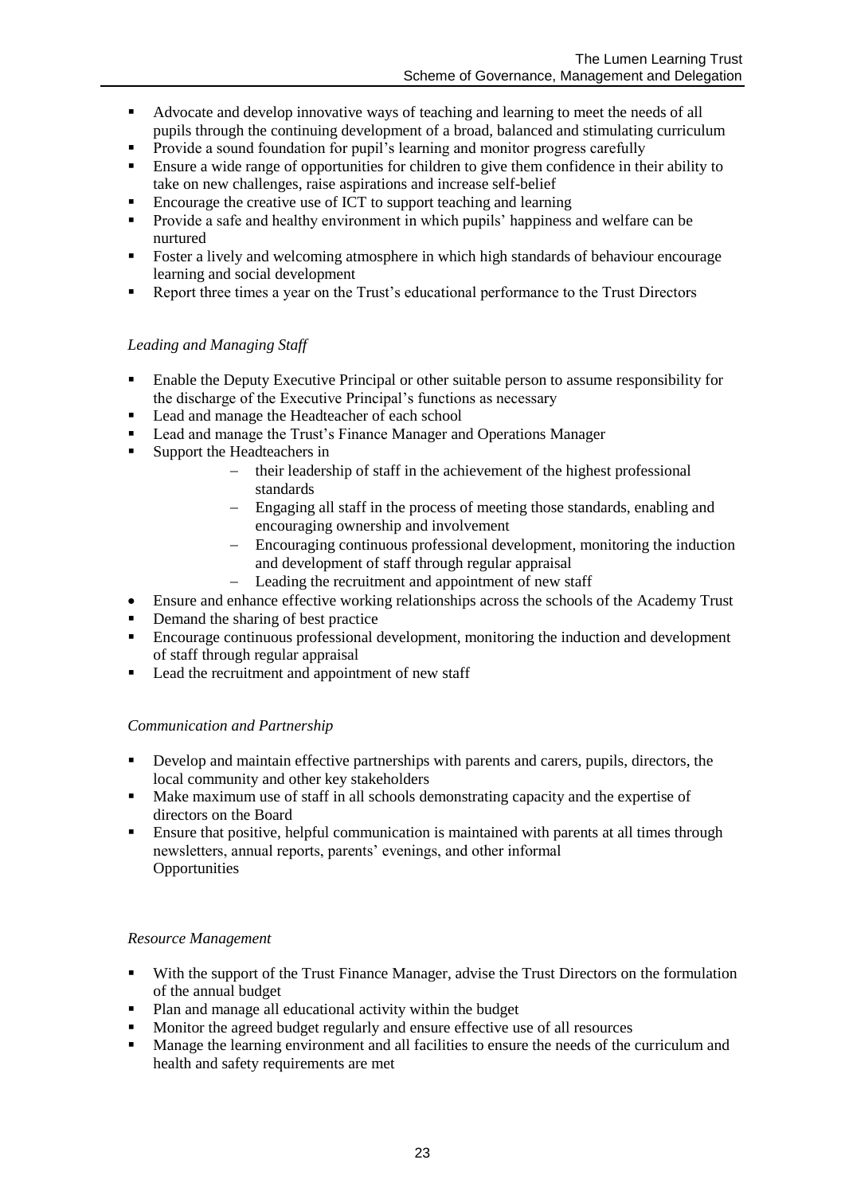- Advocate and develop innovative ways of teaching and learning to meet the needs of all pupils through the continuing development of a broad, balanced and stimulating curriculum
- Provide a sound foundation for pupil's learning and monitor progress carefully
- Ensure a wide range of opportunities for children to give them confidence in their ability to take on new challenges, raise aspirations and increase self-belief
- Encourage the creative use of ICT to support teaching and learning
- Provide a safe and healthy environment in which pupils' happiness and welfare can be nurtured
- Foster a lively and welcoming atmosphere in which high standards of behaviour encourage learning and social development
- Report three times a year on the Trust's educational performance to the Trust Directors

*Leading and Managing Staff*

- Enable the Deputy Executive Principal or other suitable person to assume responsibility for the discharge of the Executive Principal's functions as necessary
- Lead and manage the Headteacher of each school
- Lead and manage the Trust's Finance Manager and Operations Manager
- Support the Headteachers in
  - their leadership of staff in the achievement of the highest professional standards
  - Engaging all staff in the process of meeting those standards, enabling and encouraging ownership and involvement
  - Encouraging continuous professional development, monitoring the induction and development of staff through regular appraisal
  - Leading the recruitment and appointment of new staff
- Ensure and enhance effective working relationships across the schools of the Academy Trust
- Demand the sharing of best practice
- Encourage continuous professional development, monitoring the induction and development of staff through regular appraisal
- Lead the recruitment and appointment of new staff

*Communication and Partnership*

- Develop and maintain effective partnerships with parents and carers, pupils, directors, the local community and other key stakeholders
- Make maximum use of staff in all schools demonstrating capacity and the expertise of directors on the Board
- Ensure that positive, helpful communication is maintained with parents at all times through newsletters, annual reports, parents' evenings, and other informal Opportunities

*Resource Management*

- With the support of the Trust Finance Manager, advise the Trust Directors on the formulation of the annual budget
- Plan and manage all educational activity within the budget
- Monitor the agreed budget regularly and ensure effective use of all resources
- Manage the learning environment and all facilities to ensure the needs of the curriculum and health and safety requirements are met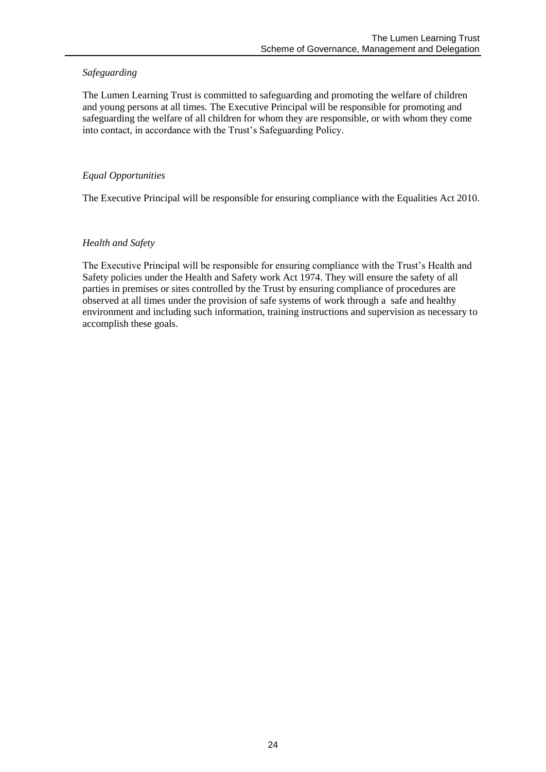*Safeguarding*

The Lumen Learning Trust is committed to safeguarding and promoting the welfare of children and young persons at all times. The Executive Principal will be responsible for promoting and safeguarding the welfare of all children for whom they are responsible, or with whom they come into contact, in accordance with the Trust's Safeguarding Policy.

*Equal Opportunities*

The Executive Principal will be responsible for ensuring compliance with the Equalities Act 2010.

*Health and Safety*

The Executive Principal will be responsible for ensuring compliance with the Trust's Health and Safety policies under the Health and Safety work Act 1974. They will ensure the safety of all parties in premises or sites controlled by the Trust by ensuring compliance of procedures are observed at all times under the provision of safe systems of work through a safe and healthy environment and including such information, training instructions and supervision as necessary to accomplish these goals.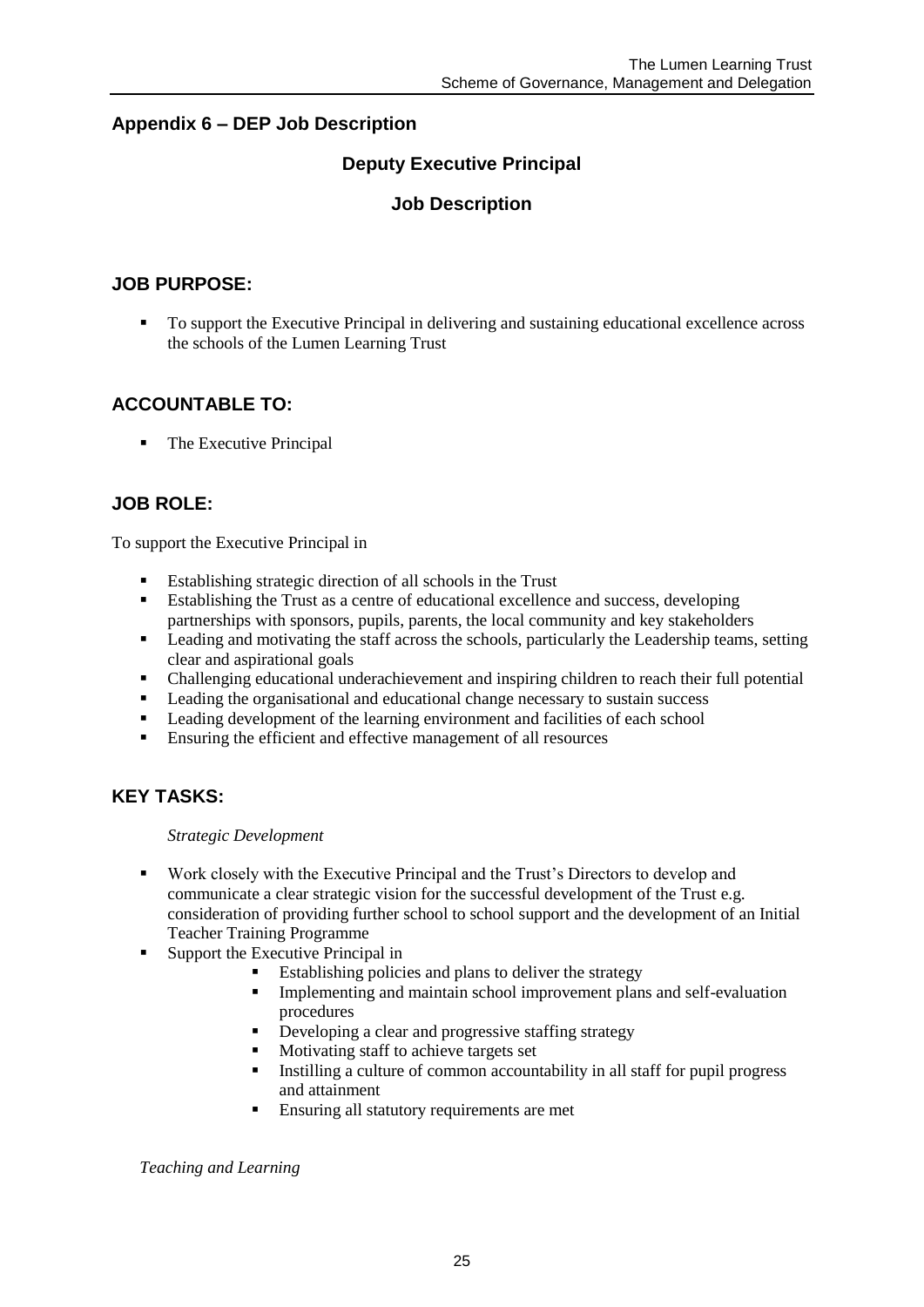## Appendix 6 – DEP Job Description

### Deputy Executive Principal

### Job Description

### JOB PURPOSE:

- To support the Executive Principal in delivering and sustaining educational excellence across the schools of the Lumen Learning Trust

### ACCOUNTABLE TO:

- The Executive Principal

### JOB ROLE:

To support the Executive Principal in

- Establishing strategic direction of all schools in the Trust
- Establishing the Trust as a centre of educational excellence and success, developing partnerships with sponsors, pupils, parents, the local community and key stakeholders
- Leading and motivating the staff across the schools, particularly the Leadership teams, setting clear and aspirational goals
- Challenging educational underachievement and inspiring children to reach their full potential
- Leading the organisational and educational change necessary to sustain success
- Leading development of the learning environment and facilities of each school
- Ensuring the efficient and effective management of all resources

### KEY TASKS:

*Strategic Development*

- Work closely with the Executive Principal and the Trust's Directors to develop and communicate a clear strategic vision for the successful development of the Trust e.g. consideration of providing further school to school support and the development of an Initial Teacher Training Programme
- Support the Executive Principal in
  - Establishing policies and plans to deliver the strategy
  - Implementing and maintain school improvement plans and self-evaluation procedures
  - Developing a clear and progressive staffing strategy
  - Motivating staff to achieve targets set
  - Instilling a culture of common accountability in all staff for pupil progress and attainment
  - Ensuring all statutory requirements are met

*Teaching and Learning*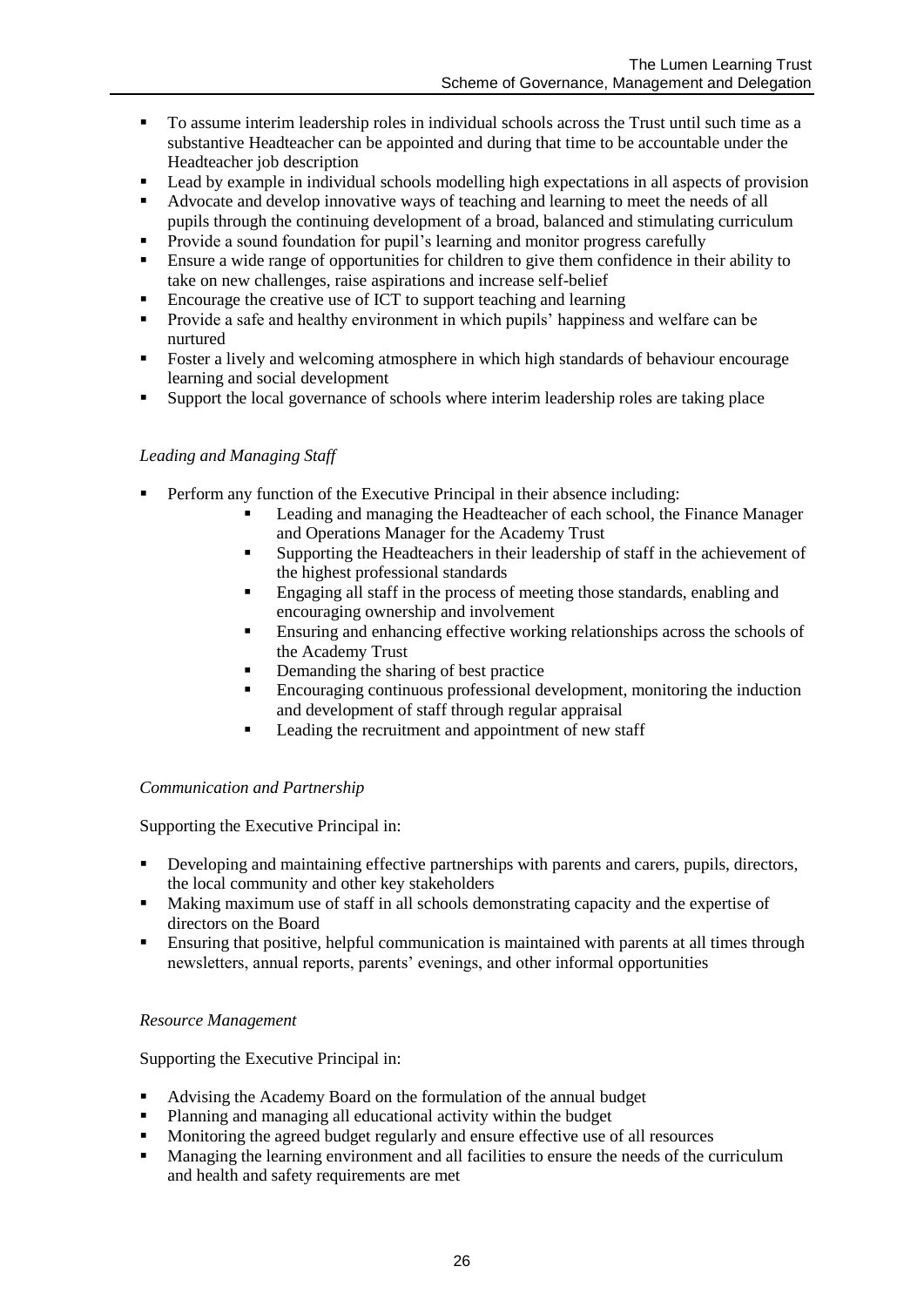- To assume interim leadership roles in individual schools across the Trust until such time as a substantive Headteacher can be appointed and during that time to be accountable under the Headteacher job description
- Lead by example in individual schools modelling high expectations in all aspects of provision
- Advocate and develop innovative ways of teaching and learning to meet the needs of all pupils through the continuing development of a broad, balanced and stimulating curriculum
- Provide a sound foundation for pupil's learning and monitor progress carefully
- Ensure a wide range of opportunities for children to give them confidence in their ability to take on new challenges, raise aspirations and increase self-belief
- Encourage the creative use of ICT to support teaching and learning
- Provide a safe and healthy environment in which pupils' happiness and welfare can be nurtured
- Foster a lively and welcoming atmosphere in which high standards of behaviour encourage learning and social development
- Support the local governance of schools where interim leadership roles are taking place

*Leading and Managing Staff*

- Perform any function of the Executive Principal in their absence including:
    - Leading and managing the Headteacher of each school, the Finance Manager and Operations Manager for the Academy Trust
    - Supporting the Headteachers in their leadership of staff in the achievement of the highest professional standards
    - Engaging all staff in the process of meeting those standards, enabling and encouraging ownership and involvement
    - Ensuring and enhancing effective working relationships across the schools of the Academy Trust
    - Demanding the sharing of best practice
    - Encouraging continuous professional development, monitoring the induction and development of staff through regular appraisal
    - Leading the recruitment and appointment of new staff

*Communication and Partnership*

Supporting the Executive Principal in:

- Developing and maintaining effective partnerships with parents and carers, pupils, directors, the local community and other key stakeholders
- Making maximum use of staff in all schools demonstrating capacity and the expertise of directors on the Board
- Ensuring that positive, helpful communication is maintained with parents at all times through newsletters, annual reports, parents' evenings, and other informal opportunities

*Resource Management*

Supporting the Executive Principal in:

- Advising the Academy Board on the formulation of the annual budget
- Planning and managing all educational activity within the budget
- Monitoring the agreed budget regularly and ensure effective use of all resources
- Managing the learning environment and all facilities to ensure the needs of the curriculum and health and safety requirements are met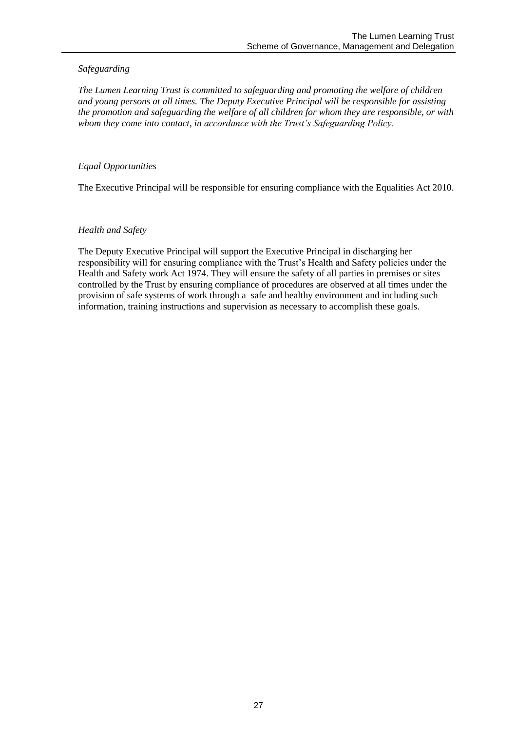*Safeguarding*

*The Lumen Learning Trust is committed to safeguarding and promoting the welfare of children and young persons at all times. The Deputy Executive Principal will be responsible for assisting the promotion and safeguarding the welfare of all children for whom they are responsible, or with whom they come into contact, in accordance with the Trust's Safeguarding Policy.*

*Equal Opportunities*

The Executive Principal will be responsible for ensuring compliance with the Equalities Act 2010.

*Health and Safety*

The Deputy Executive Principal will support the Executive Principal in discharging her responsibility will for ensuring compliance with the Trust's Health and Safety policies under the Health and Safety work Act 1974. They will ensure the safety of all parties in premises or sites controlled by the Trust by ensuring compliance of procedures are observed at all times under the provision of safe systems of work through a safe and healthy environment and including such information, training instructions and supervision as necessary to accomplish these goals.